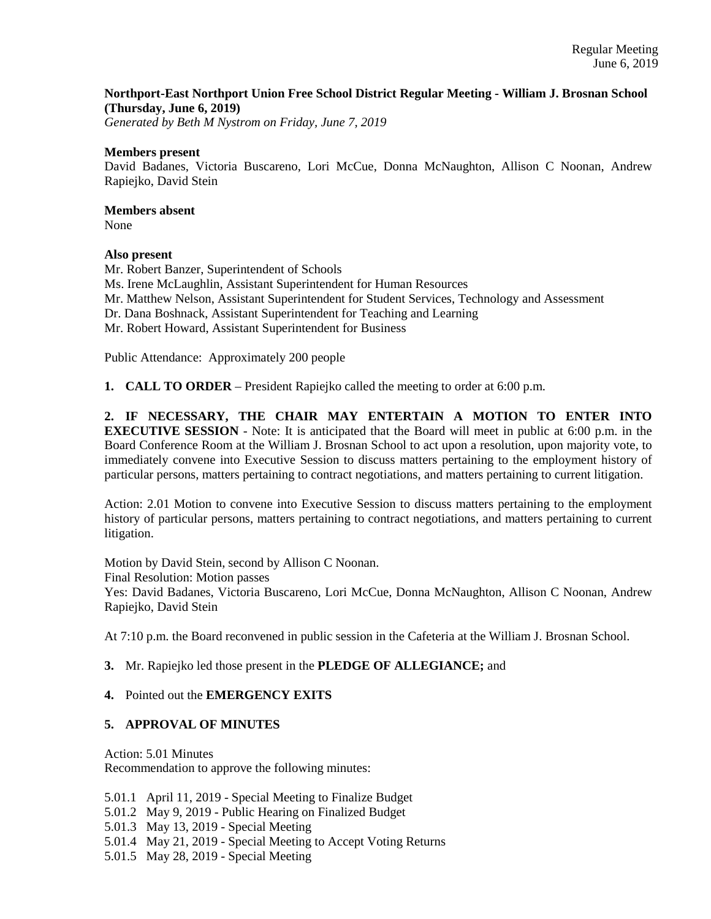**Northport-East Northport Union Free School District Regular Meeting - William J. Brosnan School (Thursday, June 6, 2019)**

*Generated by Beth M Nystrom on Friday, June 7, 2019*

**Members present**

David Badanes, Victoria Buscareno, Lori McCue, Donna McNaughton, Allison C Noonan, Andrew Rapiejko, David Stein

**Members absent**

None

**Also present**

Mr. Robert Banzer, Superintendent of Schools
Ms. Irene McLaughlin, Assistant Superintendent for Human Resources
Mr. Matthew Nelson, Assistant Superintendent for Student Services, Technology and Assessment
Dr. Dana Boshnack, Assistant Superintendent for Teaching and Learning
Mr. Robert Howard, Assistant Superintendent for Business

Public Attendance: Approximately 200 people

**1. CALL TO ORDER** – President Rapiejko called the meeting to order at 6:00 p.m.

**2. IF NECESSARY, THE CHAIR MAY ENTERTAIN A MOTION TO ENTER INTO EXECUTIVE SESSION** - Note: It is anticipated that the Board will meet in public at 6:00 p.m. in the Board Conference Room at the William J. Brosnan School to act upon a resolution, upon majority vote, to immediately convene into Executive Session to discuss matters pertaining to the employment history of particular persons, matters pertaining to contract negotiations, and matters pertaining to current litigation.

Action: 2.01 Motion to convene into Executive Session to discuss matters pertaining to the employment history of particular persons, matters pertaining to contract negotiations, and matters pertaining to current litigation.

Motion by David Stein, second by Allison C Noonan.
Final Resolution: Motion passes
Yes: David Badanes, Victoria Buscareno, Lori McCue, Donna McNaughton, Allison C Noonan, Andrew Rapiejko, David Stein

At 7:10 p.m. the Board reconvened in public session in the Cafeteria at the William J. Brosnan School.

**3.** Mr. Rapiejko led those present in the **PLEDGE OF ALLEGIANCE;** and

**4.** Pointed out the **EMERGENCY EXITS**

**5. APPROVAL OF MINUTES**

Action: 5.01 Minutes
Recommendation to approve the following minutes:

5.01.1 April 11, 2019 - Special Meeting to Finalize Budget
5.01.2 May 9, 2019 - Public Hearing on Finalized Budget
5.01.3 May 13, 2019 - Special Meeting
5.01.4 May 21, 2019 - Special Meeting to Accept Voting Returns
5.01.5 May 28, 2019 - Special Meeting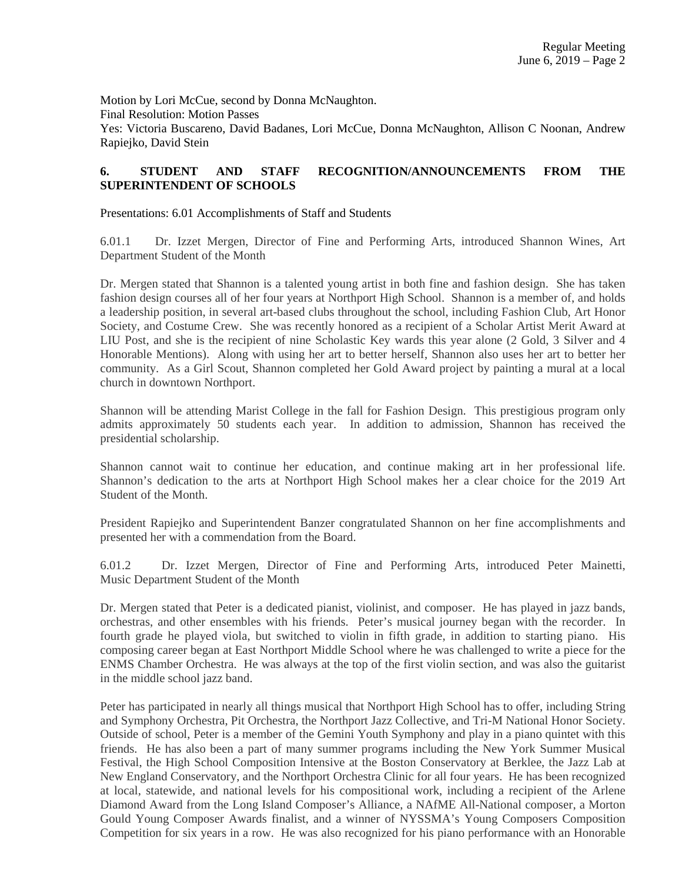Motion by Lori McCue, second by Donna McNaughton.
Final Resolution: Motion Passes
Yes: Victoria Buscareno, David Badanes, Lori McCue, Donna McNaughton, Allison C Noonan, Andrew Rapiejko, David Stein

## 6. STUDENT AND STAFF RECOGNITION/ANNOUNCEMENTS FROM THE SUPERINTENDENT OF SCHOOLS

Presentations: 6.01 Accomplishments of Staff and Students

6.01.1 Dr. Izzet Mergen, Director of Fine and Performing Arts, introduced Shannon Wines, Art Department Student of the Month

Dr. Mergen stated that Shannon is a talented young artist in both fine and fashion design. She has taken fashion design courses all of her four years at Northport High School. Shannon is a member of, and holds a leadership position, in several art-based clubs throughout the school, including Fashion Club, Art Honor Society, and Costume Crew. She was recently honored as a recipient of a Scholar Artist Merit Award at LIU Post, and she is the recipient of nine Scholastic Key wards this year alone (2 Gold, 3 Silver and 4 Honorable Mentions). Along with using her art to better herself, Shannon also uses her art to better her community. As a Girl Scout, Shannon completed her Gold Award project by painting a mural at a local church in downtown Northport.

Shannon will be attending Marist College in the fall for Fashion Design. This prestigious program only admits approximately 50 students each year. In addition to admission, Shannon has received the presidential scholarship.

Shannon cannot wait to continue her education, and continue making art in her professional life. Shannon's dedication to the arts at Northport High School makes her a clear choice for the 2019 Art Student of the Month.

President Rapiejko and Superintendent Banzer congratulated Shannon on her fine accomplishments and presented her with a commendation from the Board.

6.01.2 Dr. Izzet Mergen, Director of Fine and Performing Arts, introduced Peter Mainetti, Music Department Student of the Month

Dr. Mergen stated that Peter is a dedicated pianist, violinist, and composer. He has played in jazz bands, orchestras, and other ensembles with his friends. Peter's musical journey began with the recorder. In fourth grade he played viola, but switched to violin in fifth grade, in addition to starting piano. His composing career began at East Northport Middle School where he was challenged to write a piece for the ENMS Chamber Orchestra. He was always at the top of the first violin section, and was also the guitarist in the middle school jazz band.

Peter has participated in nearly all things musical that Northport High School has to offer, including String and Symphony Orchestra, Pit Orchestra, the Northport Jazz Collective, and Tri-M National Honor Society. Outside of school, Peter is a member of the Gemini Youth Symphony and play in a piano quintet with this friends. He has also been a part of many summer programs including the New York Summer Musical Festival, the High School Composition Intensive at the Boston Conservatory at Berklee, the Jazz Lab at New England Conservatory, and the Northport Orchestra Clinic for all four years. He has been recognized at local, statewide, and national levels for his compositional work, including a recipient of the Arlene Diamond Award from the Long Island Composer's Alliance, a NAfME All-National composer, a Morton Gould Young Composer Awards finalist, and a winner of NYSSMA's Young Composers Composition Competition for six years in a row. He was also recognized for his piano performance with an Honorable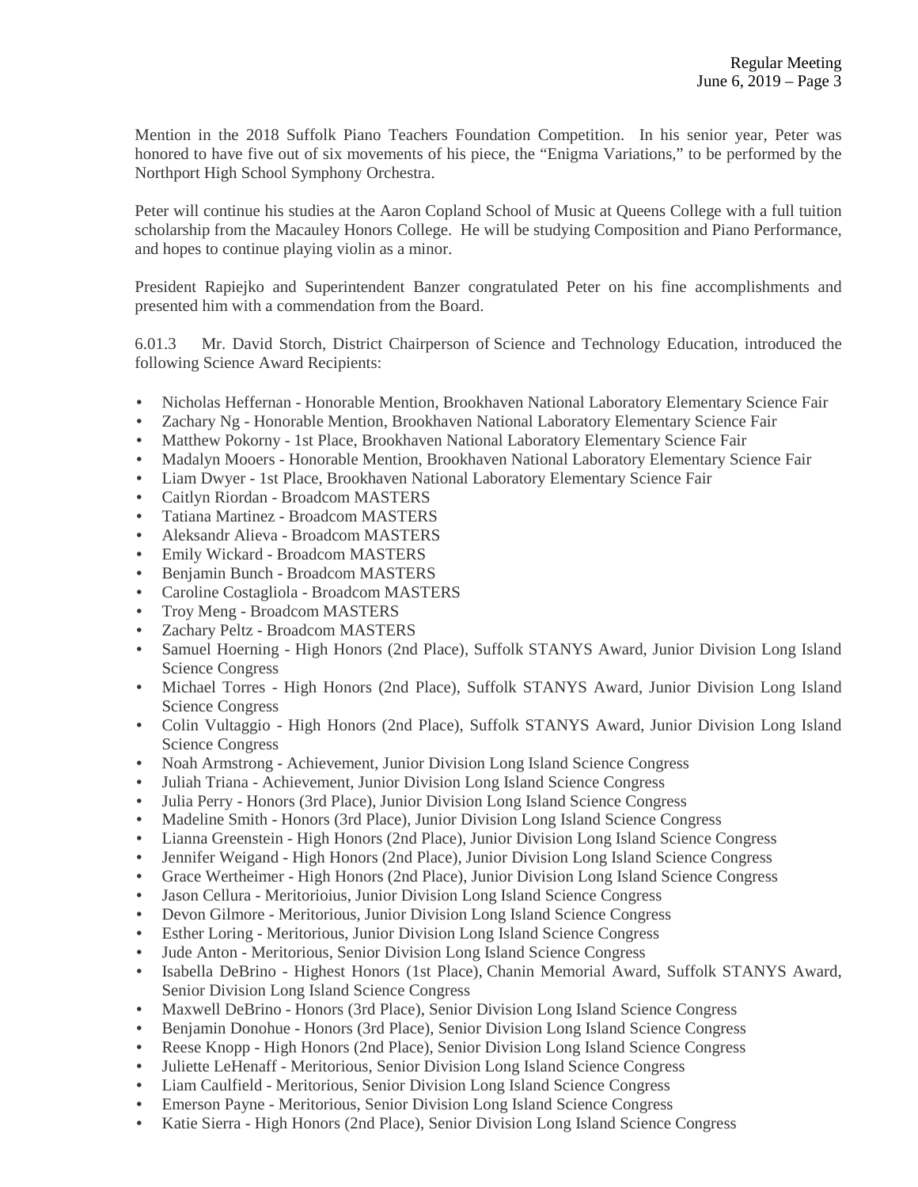Mention in the 2018 Suffolk Piano Teachers Foundation Competition. In his senior year, Peter was honored to have five out of six movements of his piece, the "Enigma Variations," to be performed by the Northport High School Symphony Orchestra.

Peter will continue his studies at the Aaron Copland School of Music at Queens College with a full tuition scholarship from the Macauley Honors College. He will be studying Composition and Piano Performance, and hopes to continue playing violin as a minor.

President Rapiejko and Superintendent Banzer congratulated Peter on his fine accomplishments and presented him with a commendation from the Board.

6.01.3 Mr. David Storch, District Chairperson of Science and Technology Education, introduced the following Science Award Recipients:

- Nicholas Heffernan - Honorable Mention, Brookhaven National Laboratory Elementary Science Fair
- Zachary Ng - Honorable Mention, Brookhaven National Laboratory Elementary Science Fair
- Matthew Pokorny - 1st Place, Brookhaven National Laboratory Elementary Science Fair
- Madalyn Mooers - Honorable Mention, Brookhaven National Laboratory Elementary Science Fair
- Liam Dwyer - 1st Place, Brookhaven National Laboratory Elementary Science Fair
- Caitlyn Riordan - Broadcom MASTERS
- Tatiana Martinez - Broadcom MASTERS
- Aleksandr Alieva - Broadcom MASTERS
- Emily Wickard - Broadcom MASTERS
- Benjamin Bunch - Broadcom MASTERS
- Caroline Costagliola - Broadcom MASTERS
- Troy Meng - Broadcom MASTERS
- Zachary Peltz - Broadcom MASTERS
- Samuel Hoerning - High Honors (2nd Place), Suffolk STANYS Award, Junior Division Long Island Science Congress
- Michael Torres - High Honors (2nd Place), Suffolk STANYS Award, Junior Division Long Island Science Congress
- Colin Vultaggio - High Honors (2nd Place), Suffolk STANYS Award, Junior Division Long Island Science Congress
- Noah Armstrong - Achievement, Junior Division Long Island Science Congress
- Juliah Triana - Achievement, Junior Division Long Island Science Congress
- Julia Perry - Honors (3rd Place), Junior Division Long Island Science Congress
- Madeline Smith - Honors (3rd Place), Junior Division Long Island Science Congress
- Lianna Greenstein - High Honors (2nd Place), Junior Division Long Island Science Congress
- Jennifer Weigand - High Honors (2nd Place), Junior Division Long Island Science Congress
- Grace Wertheimer - High Honors (2nd Place), Junior Division Long Island Science Congress
- Jason Cellura - Meritorioius, Junior Division Long Island Science Congress
- Devon Gilmore - Meritorious, Junior Division Long Island Science Congress
- Esther Loring - Meritorious, Junior Division Long Island Science Congress
- Jude Anton - Meritorious, Senior Division Long Island Science Congress
- Isabella DeBrino - Highest Honors (1st Place), Chanin Memorial Award, Suffolk STANYS Award, Senior Division Long Island Science Congress
- Maxwell DeBrino - Honors (3rd Place), Senior Division Long Island Science Congress
- Benjamin Donohue - Honors (3rd Place), Senior Division Long Island Science Congress
- Reese Knopp - High Honors (2nd Place), Senior Division Long Island Science Congress
- Juliette LeHenaff - Meritorious, Senior Division Long Island Science Congress
- Liam Caulfield - Meritorious, Senior Division Long Island Science Congress
- Emerson Payne - Meritorious, Senior Division Long Island Science Congress
- Katie Sierra - High Honors (2nd Place), Senior Division Long Island Science Congress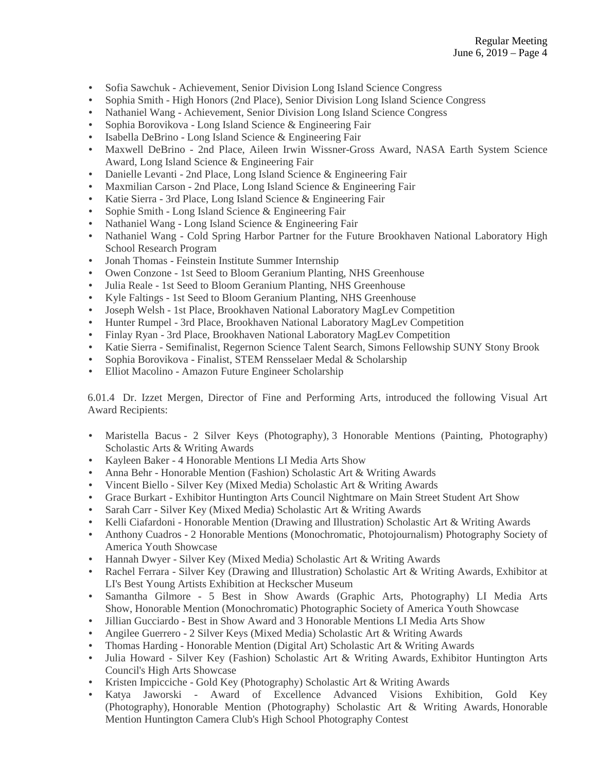- Sofia Sawchuk - Achievement, Senior Division Long Island Science Congress
- Sophia Smith - High Honors (2nd Place), Senior Division Long Island Science Congress
- Nathaniel Wang - Achievement, Senior Division Long Island Science Congress
- Sophia Borovikova - Long Island Science & Engineering Fair
- Isabella DeBrino - Long Island Science & Engineering Fair
- Maxwell DeBrino - 2nd Place, Aileen Irwin Wissner-Gross Award, NASA Earth System Science Award, Long Island Science & Engineering Fair
- Danielle Levanti - 2nd Place, Long Island Science & Engineering Fair
- Maxmilian Carson - 2nd Place, Long Island Science & Engineering Fair
- Katie Sierra - 3rd Place, Long Island Science & Engineering Fair
- Sophie Smith - Long Island Science & Engineering Fair
- Nathaniel Wang - Long Island Science & Engineering Fair
- Nathaniel Wang - Cold Spring Harbor Partner for the Future Brookhaven National Laboratory High School Research Program
- Jonah Thomas - Feinstein Institute Summer Internship
- Owen Conzone - 1st Seed to Bloom Geranium Planting, NHS Greenhouse
- Julia Reale - 1st Seed to Bloom Geranium Planting, NHS Greenhouse
- Kyle Faltings - 1st Seed to Bloom Geranium Planting, NHS Greenhouse
- Joseph Welsh - 1st Place, Brookhaven National Laboratory MagLev Competition
- Hunter Rumpel - 3rd Place, Brookhaven National Laboratory MagLev Competition
- Finlay Ryan - 3rd Place, Brookhaven National Laboratory MagLev Competition
- Katie Sierra - Semifinalist, Regernon Science Talent Search, Simons Fellowship SUNY Stony Brook
- Sophia Borovikova - Finalist, STEM Rensselaer Medal & Scholarship
- Elliot Macolino - Amazon Future Engineer Scholarship

6.01.4 Dr. Izzet Mergen, Director of Fine and Performing Arts, introduced the following Visual Art Award Recipients:

- Maristella Bacus - 2 Silver Keys (Photography), 3 Honorable Mentions (Painting, Photography) Scholastic Arts & Writing Awards
- Kayleen Baker - 4 Honorable Mentions LI Media Arts Show
- Anna Behr - Honorable Mention (Fashion) Scholastic Art & Writing Awards
- Vincent Biello - Silver Key (Mixed Media) Scholastic Art & Writing Awards
- Grace Burkart - Exhibitor Huntington Arts Council Nightmare on Main Street Student Art Show
- Sarah Carr - Silver Key (Mixed Media) Scholastic Art & Writing Awards
- Kelli Ciafardoni - Honorable Mention (Drawing and Illustration) Scholastic Art & Writing Awards
- Anthony Cuadros - 2 Honorable Mentions (Monochromatic, Photojournalism) Photography Society of America Youth Showcase
- Hannah Dwyer - Silver Key (Mixed Media) Scholastic Art & Writing Awards
- Rachel Ferrara - Silver Key (Drawing and Illustration) Scholastic Art & Writing Awards, Exhibitor at LI's Best Young Artists Exhibition at Heckscher Museum
- Samantha Gilmore - 5 Best in Show Awards (Graphic Arts, Photography) LI Media Arts Show, Honorable Mention (Monochromatic) Photographic Society of America Youth Showcase
- Jillian Gucciardo - Best in Show Award and 3 Honorable Mentions LI Media Arts Show
- Angilee Guerrero - 2 Silver Keys (Mixed Media) Scholastic Art & Writing Awards
- Thomas Harding - Honorable Mention (Digital Art) Scholastic Art & Writing Awards
- Julia Howard - Silver Key (Fashion) Scholastic Art & Writing Awards, Exhibitor Huntington Arts Council's High Arts Showcase
- Kristen Impicciche - Gold Key (Photography) Scholastic Art & Writing Awards
- Katya Jaworski - Award of Excellence Advanced Visions Exhibition, Gold Key (Photography), Honorable Mention (Photography) Scholastic Art & Writing Awards, Honorable Mention Huntington Camera Club's High School Photography Contest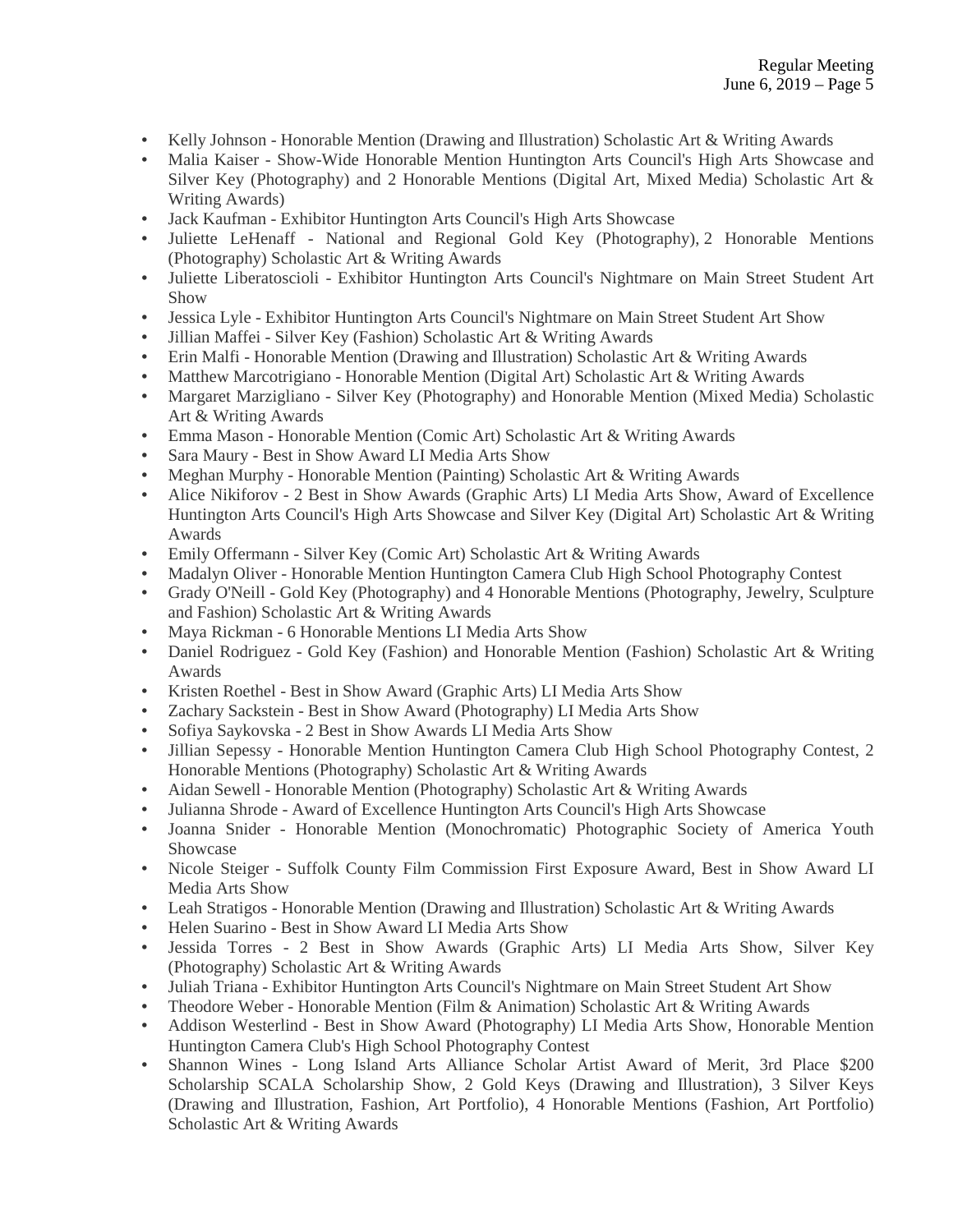- Kelly Johnson - Honorable Mention (Drawing and Illustration) Scholastic Art & Writing Awards
- Malia Kaiser - Show-Wide Honorable Mention Huntington Arts Council's High Arts Showcase and Silver Key (Photography) and 2 Honorable Mentions (Digital Art, Mixed Media) Scholastic Art & Writing Awards)
- Jack Kaufman - Exhibitor Huntington Arts Council's High Arts Showcase
- Juliette LeHenaff - National and Regional Gold Key (Photography), 2 Honorable Mentions (Photography) Scholastic Art & Writing Awards
- Juliette Liberatoscioli - Exhibitor Huntington Arts Council's Nightmare on Main Street Student Art Show
- Jessica Lyle - Exhibitor Huntington Arts Council's Nightmare on Main Street Student Art Show
- Jillian Maffei - Silver Key (Fashion) Scholastic Art & Writing Awards
- Erin Malfi - Honorable Mention (Drawing and Illustration) Scholastic Art & Writing Awards
- Matthew Marcotrigiano - Honorable Mention (Digital Art) Scholastic Art & Writing Awards
- Margaret Marzigliano - Silver Key (Photography) and Honorable Mention (Mixed Media) Scholastic Art & Writing Awards
- Emma Mason - Honorable Mention (Comic Art) Scholastic Art & Writing Awards
- Sara Maury - Best in Show Award LI Media Arts Show
- Meghan Murphy - Honorable Mention (Painting) Scholastic Art & Writing Awards
- Alice Nikiforov - 2 Best in Show Awards (Graphic Arts) LI Media Arts Show, Award of Excellence Huntington Arts Council's High Arts Showcase and Silver Key (Digital Art) Scholastic Art & Writing Awards
- Emily Offermann - Silver Key (Comic Art) Scholastic Art & Writing Awards
- Madalyn Oliver - Honorable Mention Huntington Camera Club High School Photography Contest
- Grady O'Neill - Gold Key (Photography) and 4 Honorable Mentions (Photography, Jewelry, Sculpture and Fashion) Scholastic Art & Writing Awards
- Maya Rickman - 6 Honorable Mentions LI Media Arts Show
- Daniel Rodriguez - Gold Key (Fashion) and Honorable Mention (Fashion) Scholastic Art & Writing Awards
- Kristen Roethel - Best in Show Award (Graphic Arts) LI Media Arts Show
- Zachary Sackstein - Best in Show Award (Photography) LI Media Arts Show
- Sofiya Saykovska - 2 Best in Show Awards LI Media Arts Show
- Jillian Sepessy - Honorable Mention Huntington Camera Club High School Photography Contest, 2 Honorable Mentions (Photography) Scholastic Art & Writing Awards
- Aidan Sewell - Honorable Mention (Photography) Scholastic Art & Writing Awards
- Julianna Shrode - Award of Excellence Huntington Arts Council's High Arts Showcase
- Joanna Snider - Honorable Mention (Monochromatic) Photographic Society of America Youth Showcase
- Nicole Steiger - Suffolk County Film Commission First Exposure Award, Best in Show Award LI Media Arts Show
- Leah Stratigos - Honorable Mention (Drawing and Illustration) Scholastic Art & Writing Awards
- Helen Suarino - Best in Show Award LI Media Arts Show
- Jessida Torres - 2 Best in Show Awards (Graphic Arts) LI Media Arts Show, Silver Key (Photography) Scholastic Art & Writing Awards
- Juliah Triana - Exhibitor Huntington Arts Council's Nightmare on Main Street Student Art Show
- Theodore Weber - Honorable Mention (Film & Animation) Scholastic Art & Writing Awards
- Addison Westerlind - Best in Show Award (Photography) LI Media Arts Show, Honorable Mention Huntington Camera Club's High School Photography Contest
- Shannon Wines - Long Island Arts Alliance Scholar Artist Award of Merit, 3rd Place $200 Scholarship SCALA Scholarship Show, 2 Gold Keys (Drawing and Illustration), 3 Silver Keys (Drawing and Illustration, Fashion, Art Portfolio), 4 Honorable Mentions (Fashion, Art Portfolio) Scholastic Art & Writing Awards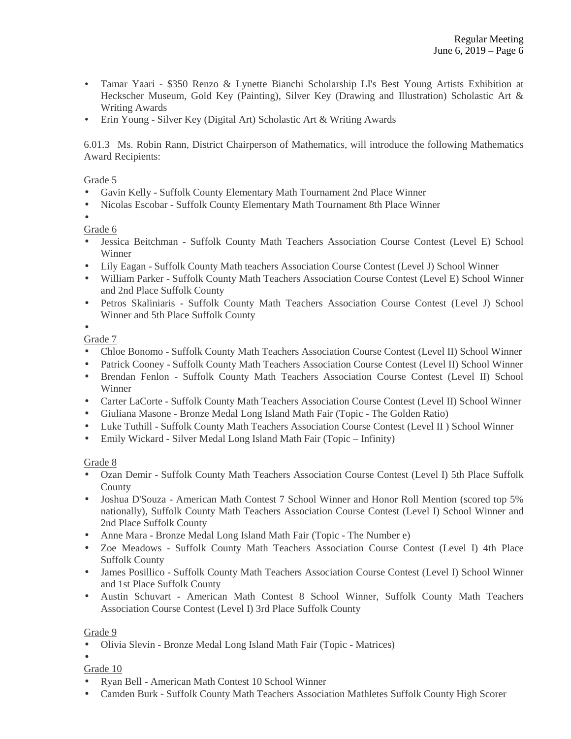- Tamar Yaari - $350 Renzo & Lynette Bianchi Scholarship LI's Best Young Artists Exhibition at Heckscher Museum, Gold Key (Painting), Silver Key (Drawing and Illustration) Scholastic Art & Writing Awards
- Erin Young - Silver Key (Digital Art) Scholastic Art & Writing Awards

6.01.3 Ms. Robin Rann, District Chairperson of Mathematics, will introduce the following Mathematics Award Recipients:

Grade 5

- Gavin Kelly - Suffolk County Elementary Math Tournament 2nd Place Winner
- Nicolas Escobar - Suffolk County Elementary Math Tournament 8th Place Winner

Grade 6

- Jessica Beitchman - Suffolk County Math Teachers Association Course Contest (Level E) School Winner
- Lily Eagan - Suffolk County Math teachers Association Course Contest (Level J) School Winner
- William Parker - Suffolk County Math Teachers Association Course Contest (Level E) School Winner and 2nd Place Suffolk County
- Petros Skaliniaris - Suffolk County Math Teachers Association Course Contest (Level J) School Winner and 5th Place Suffolk County

Grade 7

- Chloe Bonomo - Suffolk County Math Teachers Association Course Contest (Level II) School Winner
- Patrick Cooney - Suffolk County Math Teachers Association Course Contest (Level II) School Winner
- Brendan Fenlon - Suffolk County Math Teachers Association Course Contest (Level II) School Winner
- Carter LaCorte - Suffolk County Math Teachers Association Course Contest (Level II) School Winner
- Giuliana Masone - Bronze Medal Long Island Math Fair (Topic - The Golden Ratio)
- Luke Tuthill - Suffolk County Math Teachers Association Course Contest (Level II ) School Winner
- Emily Wickard - Silver Medal Long Island Math Fair (Topic – Infinity)

Grade 8

- Ozan Demir - Suffolk County Math Teachers Association Course Contest (Level I) 5th Place Suffolk County
- Joshua D'Souza - American Math Contest 7 School Winner and Honor Roll Mention (scored top 5% nationally), Suffolk County Math Teachers Association Course Contest (Level I) School Winner and 2nd Place Suffolk County
- Anne Mara - Bronze Medal Long Island Math Fair (Topic - The Number e)
- Zoe Meadows - Suffolk County Math Teachers Association Course Contest (Level I) 4th Place Suffolk County
- James Posillico - Suffolk County Math Teachers Association Course Contest (Level I) School Winner and 1st Place Suffolk County
- Austin Schuvart - American Math Contest 8 School Winner, Suffolk County Math Teachers Association Course Contest (Level I) 3rd Place Suffolk County

Grade 9

- Olivia Slevin - Bronze Medal Long Island Math Fair (Topic - Matrices)

Grade 10

- Ryan Bell - American Math Contest 10 School Winner
- Camden Burk - Suffolk County Math Teachers Association Mathletes Suffolk County High Scorer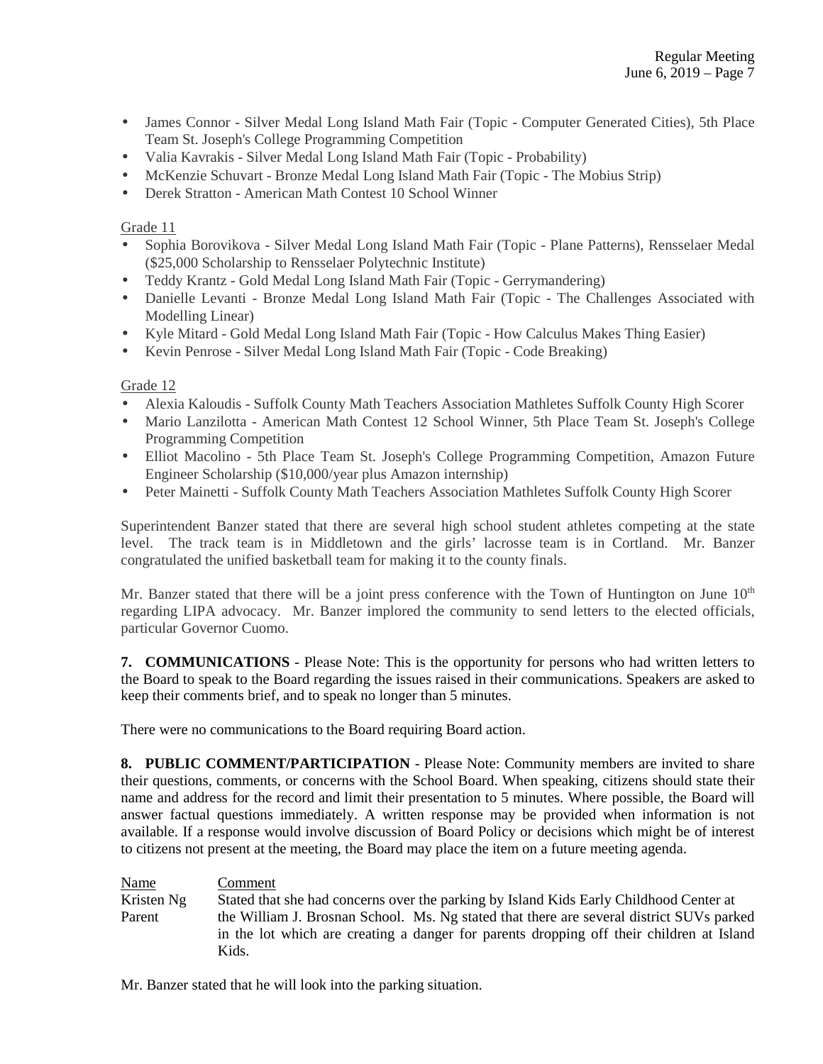- James Connor - Silver Medal Long Island Math Fair (Topic - Computer Generated Cities), 5th Place Team St. Joseph's College Programming Competition
- Valia Kavrakis - Silver Medal Long Island Math Fair (Topic - Probability)
- McKenzie Schuvart - Bronze Medal Long Island Math Fair (Topic - The Mobius Strip)
- Derek Stratton - American Math Contest 10 School Winner

Grade 11

- Sophia Borovikova - Silver Medal Long Island Math Fair (Topic - Plane Patterns), Rensselaer Medal ($25,000 Scholarship to Rensselaer Polytechnic Institute)
- Teddy Krantz - Gold Medal Long Island Math Fair (Topic - Gerrymandering)
- Danielle Levanti - Bronze Medal Long Island Math Fair (Topic - The Challenges Associated with Modelling Linear)
- Kyle Mitard - Gold Medal Long Island Math Fair (Topic - How Calculus Makes Thing Easier)
- Kevin Penrose - Silver Medal Long Island Math Fair (Topic - Code Breaking)

Grade 12

- Alexia Kaloudis - Suffolk County Math Teachers Association Mathletes Suffolk County High Scorer
- Mario Lanzilotta - American Math Contest 12 School Winner, 5th Place Team St. Joseph's College Programming Competition
- Elliot Macolino - 5th Place Team St. Joseph's College Programming Competition, Amazon Future Engineer Scholarship ($10,000/year plus Amazon internship)
- Peter Mainetti - Suffolk County Math Teachers Association Mathletes Suffolk County High Scorer

Superintendent Banzer stated that there are several high school student athletes competing at the state level. The track team is in Middletown and the girls' lacrosse team is in Cortland. Mr. Banzer congratulated the unified basketball team for making it to the county finals.

Mr. Banzer stated that there will be a joint press conference with the Town of Huntington on June 10th regarding LIPA advocacy. Mr. Banzer implored the community to send letters to the elected officials, particular Governor Cuomo.

**7. COMMUNICATIONS** - Please Note: This is the opportunity for persons who had written letters to the Board to speak to the Board regarding the issues raised in their communications. Speakers are asked to keep their comments brief, and to speak no longer than 5 minutes.

There were no communications to the Board requiring Board action.

**8. PUBLIC COMMENT/PARTICIPATION** - Please Note: Community members are invited to share their questions, comments, or concerns with the School Board. When speaking, citizens should state their name and address for the record and limit their presentation to 5 minutes. Where possible, the Board will answer factual questions immediately. A written response may be provided when information is not available. If a response would involve discussion of Board Policy or decisions which might be of interest to citizens not present at the meeting, the Board may place the item on a future meeting agenda.

| Name | Comment |
|---|---|
| Kristen Ng<br>Parent | Stated that she had concerns over the parking by Island Kids Early Childhood Center at the William J. Brosnan School. Ms. Ng stated that there are several district SUVs parked in the lot which are creating a danger for parents dropping off their children at Island Kids. |

Mr. Banzer stated that he will look into the parking situation.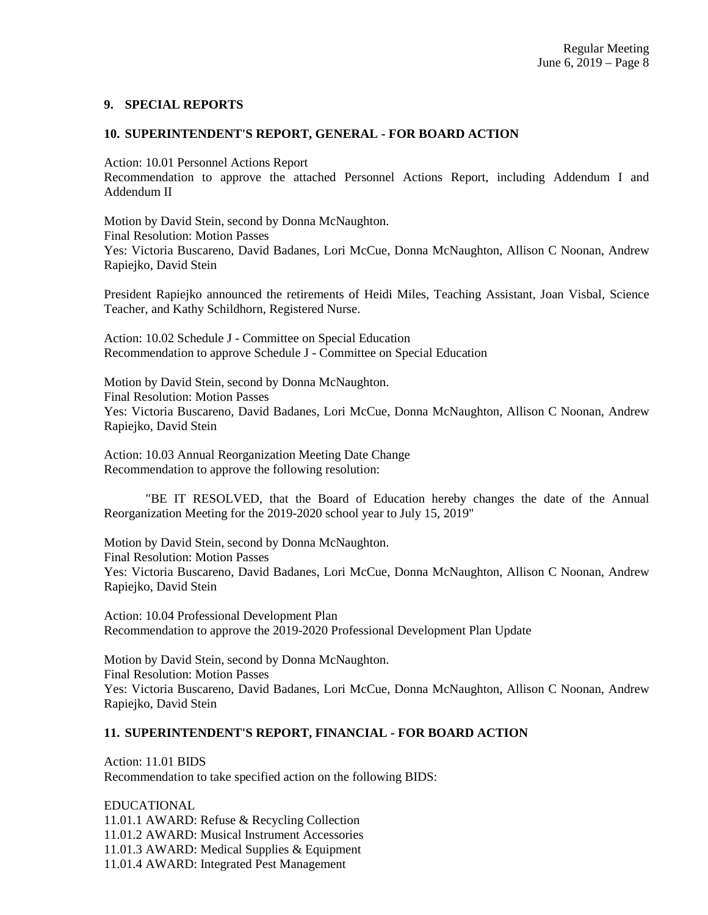## 9. SPECIAL REPORTS

## 10. SUPERINTENDENT'S REPORT, GENERAL - FOR BOARD ACTION

Action: 10.01 Personnel Actions Report
Recommendation to approve the attached Personnel Actions Report, including Addendum I and Addendum II

Motion by David Stein, second by Donna McNaughton.
Final Resolution: Motion Passes
Yes: Victoria Buscareno, David Badanes, Lori McCue, Donna McNaughton, Allison C Noonan, Andrew Rapiejko, David Stein

President Rapiejko announced the retirements of Heidi Miles, Teaching Assistant, Joan Visbal, Science Teacher, and Kathy Schildhorn, Registered Nurse.

Action: 10.02 Schedule J - Committee on Special Education
Recommendation to approve Schedule J - Committee on Special Education

Motion by David Stein, second by Donna McNaughton.
Final Resolution: Motion Passes
Yes: Victoria Buscareno, David Badanes, Lori McCue, Donna McNaughton, Allison C Noonan, Andrew Rapiejko, David Stein

Action: 10.03 Annual Reorganization Meeting Date Change
Recommendation to approve the following resolution:

"BE IT RESOLVED, that the Board of Education hereby changes the date of the Annual Reorganization Meeting for the 2019-2020 school year to July 15, 2019"

Motion by David Stein, second by Donna McNaughton.
Final Resolution: Motion Passes
Yes: Victoria Buscareno, David Badanes, Lori McCue, Donna McNaughton, Allison C Noonan, Andrew Rapiejko, David Stein

Action: 10.04 Professional Development Plan
Recommendation to approve the 2019-2020 Professional Development Plan Update

Motion by David Stein, second by Donna McNaughton.
Final Resolution: Motion Passes
Yes: Victoria Buscareno, David Badanes, Lori McCue, Donna McNaughton, Allison C Noonan, Andrew Rapiejko, David Stein

## 11. SUPERINTENDENT'S REPORT, FINANCIAL - FOR BOARD ACTION

Action: 11.01 BIDS
Recommendation to take specified action on the following BIDS:

EDUCATIONAL
11.01.1 AWARD: Refuse & Recycling Collection
11.01.2 AWARD: Musical Instrument Accessories
11.01.3 AWARD: Medical Supplies & Equipment
11.01.4 AWARD: Integrated Pest Management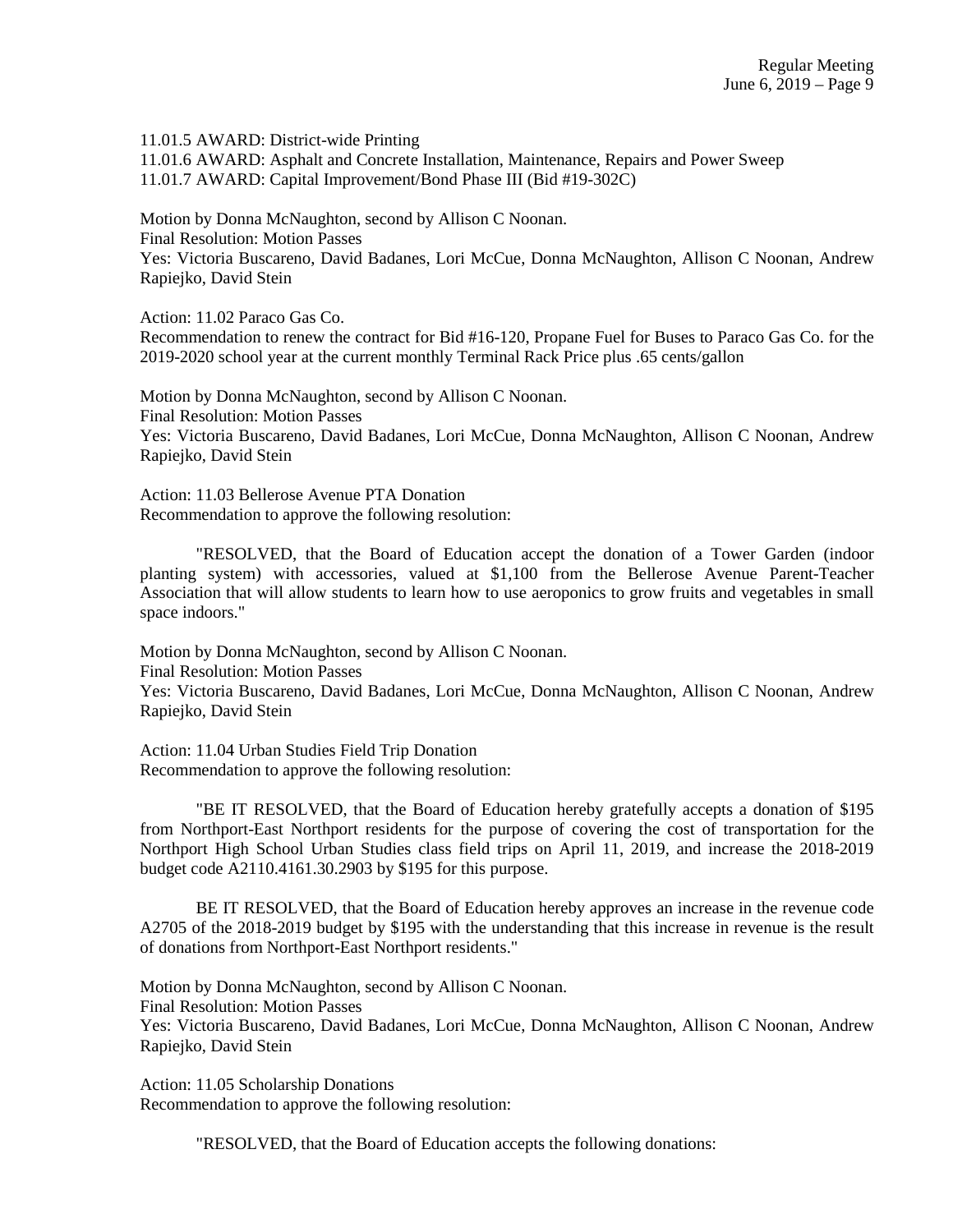11.01.5 AWARD: District-wide Printing
11.01.6 AWARD: Asphalt and Concrete Installation, Maintenance, Repairs and Power Sweep
11.01.7 AWARD: Capital Improvement/Bond Phase III (Bid #19-302C)

Motion by Donna McNaughton, second by Allison C Noonan.
Final Resolution: Motion Passes
Yes: Victoria Buscareno, David Badanes, Lori McCue, Donna McNaughton, Allison C Noonan, Andrew Rapiejko, David Stein

Action: 11.02 Paraco Gas Co.
Recommendation to renew the contract for Bid #16-120, Propane Fuel for Buses to Paraco Gas Co. for the 2019-2020 school year at the current monthly Terminal Rack Price plus .65 cents/gallon

Motion by Donna McNaughton, second by Allison C Noonan.
Final Resolution: Motion Passes
Yes: Victoria Buscareno, David Badanes, Lori McCue, Donna McNaughton, Allison C Noonan, Andrew Rapiejko, David Stein

Action: 11.03 Bellerose Avenue PTA Donation
Recommendation to approve the following resolution:

"RESOLVED, that the Board of Education accept the donation of a Tower Garden (indoor planting system) with accessories, valued at $1,100 from the Bellerose Avenue Parent-Teacher Association that will allow students to learn how to use aeroponics to grow fruits and vegetables in small space indoors."

Motion by Donna McNaughton, second by Allison C Noonan.
Final Resolution: Motion Passes
Yes: Victoria Buscareno, David Badanes, Lori McCue, Donna McNaughton, Allison C Noonan, Andrew Rapiejko, David Stein

Action: 11.04 Urban Studies Field Trip Donation
Recommendation to approve the following resolution:

"BE IT RESOLVED, that the Board of Education hereby gratefully accepts a donation of $195 from Northport-East Northport residents for the purpose of covering the cost of transportation for the Northport High School Urban Studies class field trips on April 11, 2019, and increase the 2018-2019 budget code A2110.4161.30.2903 by $195 for this purpose.

BE IT RESOLVED, that the Board of Education hereby approves an increase in the revenue code A2705 of the 2018-2019 budget by $195 with the understanding that this increase in revenue is the result of donations from Northport-East Northport residents."

Motion by Donna McNaughton, second by Allison C Noonan.
Final Resolution: Motion Passes
Yes: Victoria Buscareno, David Badanes, Lori McCue, Donna McNaughton, Allison C Noonan, Andrew Rapiejko, David Stein

Action: 11.05 Scholarship Donations
Recommendation to approve the following resolution:

"RESOLVED, that the Board of Education accepts the following donations: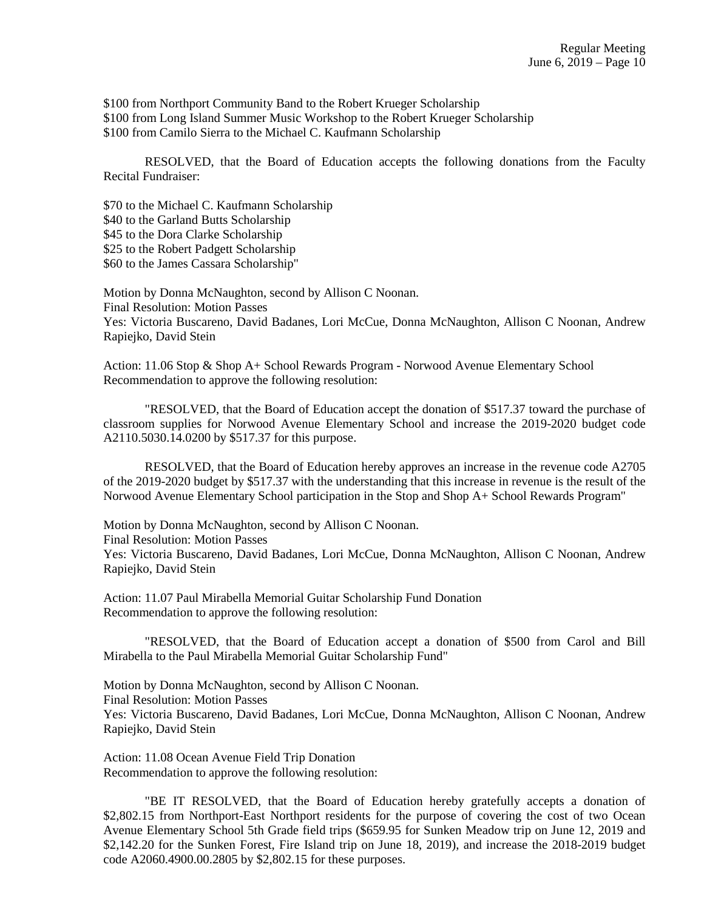$100 from Northport Community Band to the Robert Krueger Scholarship
$100 from Long Island Summer Music Workshop to the Robert Krueger Scholarship
$100 from Camilo Sierra to the Michael C. Kaufmann Scholarship

RESOLVED, that the Board of Education accepts the following donations from the Faculty Recital Fundraiser:

$70 to the Michael C. Kaufmann Scholarship
$40 to the Garland Butts Scholarship
$45 to the Dora Clarke Scholarship
$25 to the Robert Padgett Scholarship
$60 to the James Cassara Scholarship"

Motion by Donna McNaughton, second by Allison C Noonan.
Final Resolution: Motion Passes
Yes: Victoria Buscareno, David Badanes, Lori McCue, Donna McNaughton, Allison C Noonan, Andrew Rapiejko, David Stein

Action: 11.06 Stop & Shop A+ School Rewards Program - Norwood Avenue Elementary School
Recommendation to approve the following resolution:

"RESOLVED, that the Board of Education accept the donation of $517.37 toward the purchase of classroom supplies for Norwood Avenue Elementary School and increase the 2019-2020 budget code A2110.5030.14.0200 by $517.37 for this purpose.

RESOLVED, that the Board of Education hereby approves an increase in the revenue code A2705 of the 2019-2020 budget by $517.37 with the understanding that this increase in revenue is the result of the Norwood Avenue Elementary School participation in the Stop and Shop A+ School Rewards Program"

Motion by Donna McNaughton, second by Allison C Noonan.
Final Resolution: Motion Passes
Yes: Victoria Buscareno, David Badanes, Lori McCue, Donna McNaughton, Allison C Noonan, Andrew Rapiejko, David Stein

Action: 11.07 Paul Mirabella Memorial Guitar Scholarship Fund Donation
Recommendation to approve the following resolution:

"RESOLVED, that the Board of Education accept a donation of $500 from Carol and Bill Mirabella to the Paul Mirabella Memorial Guitar Scholarship Fund"

Motion by Donna McNaughton, second by Allison C Noonan.
Final Resolution: Motion Passes
Yes: Victoria Buscareno, David Badanes, Lori McCue, Donna McNaughton, Allison C Noonan, Andrew Rapiejko, David Stein

Action: 11.08 Ocean Avenue Field Trip Donation
Recommendation to approve the following resolution:

"BE IT RESOLVED, that the Board of Education hereby gratefully accepts a donation of $2,802.15 from Northport-East Northport residents for the purpose of covering the cost of two Ocean Avenue Elementary School 5th Grade field trips ($659.95 for Sunken Meadow trip on June 12, 2019 and $2,142.20 for the Sunken Forest, Fire Island trip on June 18, 2019), and increase the 2018-2019 budget code A2060.4900.00.2805 by $2,802.15 for these purposes.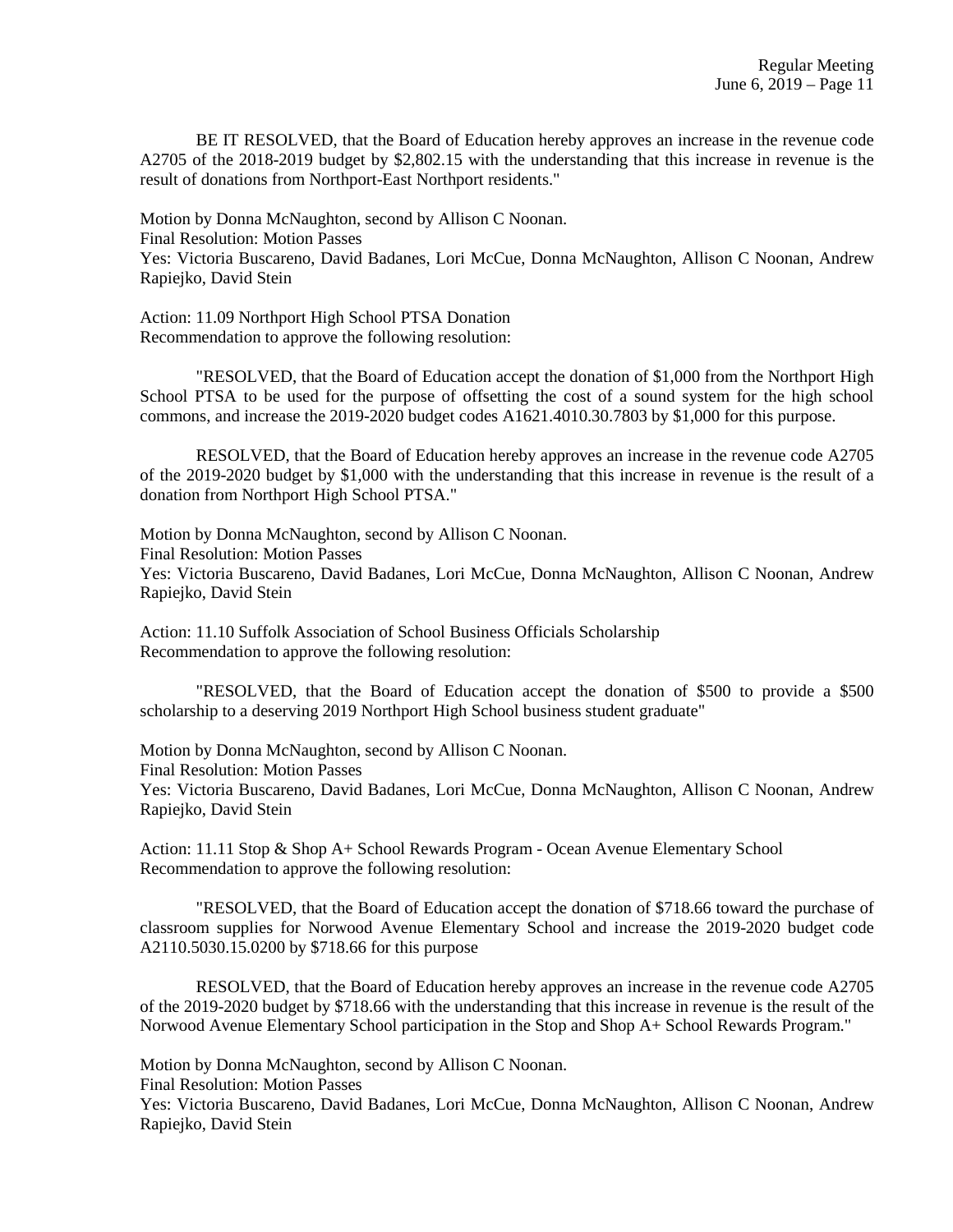BE IT RESOLVED, that the Board of Education hereby approves an increase in the revenue code A2705 of the 2018-2019 budget by $2,802.15 with the understanding that this increase in revenue is the result of donations from Northport-East Northport residents."

Motion by Donna McNaughton, second by Allison C Noonan.
Final Resolution: Motion Passes
Yes: Victoria Buscareno, David Badanes, Lori McCue, Donna McNaughton, Allison C Noonan, Andrew Rapiejko, David Stein

Action: 11.09 Northport High School PTSA Donation
Recommendation to approve the following resolution:

"RESOLVED, that the Board of Education accept the donation of $1,000 from the Northport High School PTSA to be used for the purpose of offsetting the cost of a sound system for the high school commons, and increase the 2019-2020 budget codes A1621.4010.30.7803 by $1,000 for this purpose.

RESOLVED, that the Board of Education hereby approves an increase in the revenue code A2705 of the 2019-2020 budget by $1,000 with the understanding that this increase in revenue is the result of a donation from Northport High School PTSA."

Motion by Donna McNaughton, second by Allison C Noonan.
Final Resolution: Motion Passes
Yes: Victoria Buscareno, David Badanes, Lori McCue, Donna McNaughton, Allison C Noonan, Andrew Rapiejko, David Stein

Action: 11.10 Suffolk Association of School Business Officials Scholarship
Recommendation to approve the following resolution:

"RESOLVED, that the Board of Education accept the donation of $500 to provide a $500 scholarship to a deserving 2019 Northport High School business student graduate"

Motion by Donna McNaughton, second by Allison C Noonan.
Final Resolution: Motion Passes
Yes: Victoria Buscareno, David Badanes, Lori McCue, Donna McNaughton, Allison C Noonan, Andrew Rapiejko, David Stein

Action: 11.11 Stop & Shop A+ School Rewards Program - Ocean Avenue Elementary School
Recommendation to approve the following resolution:

"RESOLVED, that the Board of Education accept the donation of $718.66 toward the purchase of classroom supplies for Norwood Avenue Elementary School and increase the 2019-2020 budget code A2110.5030.15.0200 by $718.66 for this purpose

RESOLVED, that the Board of Education hereby approves an increase in the revenue code A2705 of the 2019-2020 budget by $718.66 with the understanding that this increase in revenue is the result of the Norwood Avenue Elementary School participation in the Stop and Shop A+ School Rewards Program."

Motion by Donna McNaughton, second by Allison C Noonan.
Final Resolution: Motion Passes
Yes: Victoria Buscareno, David Badanes, Lori McCue, Donna McNaughton, Allison C Noonan, Andrew Rapiejko, David Stein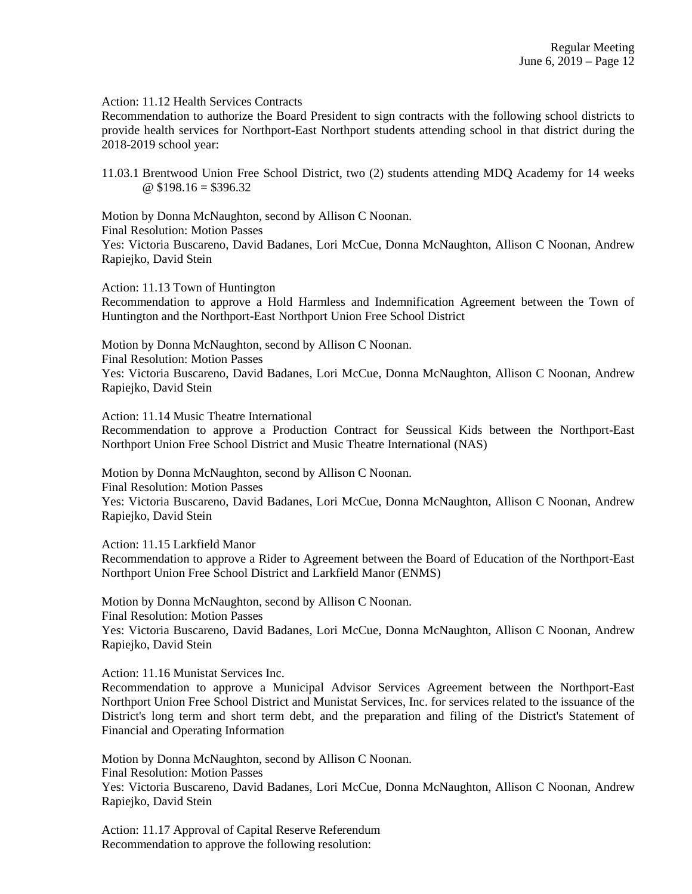Action: 11.12 Health Services Contracts
Recommendation to authorize the Board President to sign contracts with the following school districts to provide health services for Northport-East Northport students attending school in that district during the 2018-2019 school year:

11.03.1 Brentwood Union Free School District, two (2) students attending MDQ Academy for 14 weeks @ $198.16 = $396.32

Motion by Donna McNaughton, second by Allison C Noonan.
Final Resolution: Motion Passes
Yes: Victoria Buscareno, David Badanes, Lori McCue, Donna McNaughton, Allison C Noonan, Andrew Rapiejko, David Stein

Action: 11.13 Town of Huntington
Recommendation to approve a Hold Harmless and Indemnification Agreement between the Town of Huntington and the Northport-East Northport Union Free School District

Motion by Donna McNaughton, second by Allison C Noonan.
Final Resolution: Motion Passes
Yes: Victoria Buscareno, David Badanes, Lori McCue, Donna McNaughton, Allison C Noonan, Andrew Rapiejko, David Stein

Action: 11.14 Music Theatre International
Recommendation to approve a Production Contract for Seussical Kids between the Northport-East Northport Union Free School District and Music Theatre International (NAS)

Motion by Donna McNaughton, second by Allison C Noonan.
Final Resolution: Motion Passes
Yes: Victoria Buscareno, David Badanes, Lori McCue, Donna McNaughton, Allison C Noonan, Andrew Rapiejko, David Stein

Action: 11.15 Larkfield Manor
Recommendation to approve a Rider to Agreement between the Board of Education of the Northport-East Northport Union Free School District and Larkfield Manor (ENMS)

Motion by Donna McNaughton, second by Allison C Noonan.
Final Resolution: Motion Passes
Yes: Victoria Buscareno, David Badanes, Lori McCue, Donna McNaughton, Allison C Noonan, Andrew Rapiejko, David Stein

Action: 11.16 Munistat Services Inc.
Recommendation to approve a Municipal Advisor Services Agreement between the Northport-East Northport Union Free School District and Munistat Services, Inc. for services related to the issuance of the District's long term and short term debt, and the preparation and filing of the District's Statement of Financial and Operating Information

Motion by Donna McNaughton, second by Allison C Noonan.
Final Resolution: Motion Passes
Yes: Victoria Buscareno, David Badanes, Lori McCue, Donna McNaughton, Allison C Noonan, Andrew Rapiejko, David Stein

Action: 11.17 Approval of Capital Reserve Referendum
Recommendation to approve the following resolution: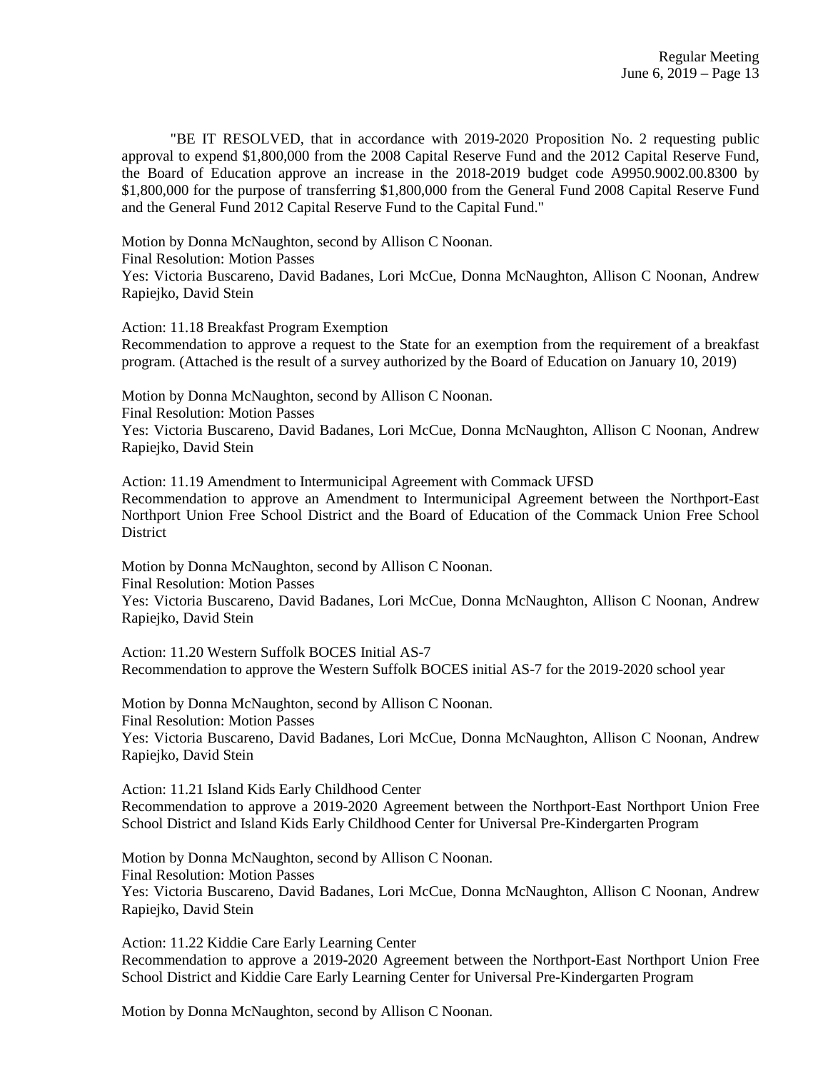"BE IT RESOLVED, that in accordance with 2019-2020 Proposition No. 2 requesting public approval to expend $1,800,000 from the 2008 Capital Reserve Fund and the 2012 Capital Reserve Fund, the Board of Education approve an increase in the 2018-2019 budget code A9950.9002.00.8300 by $1,800,000 for the purpose of transferring $1,800,000 from the General Fund 2008 Capital Reserve Fund and the General Fund 2012 Capital Reserve Fund to the Capital Fund."

Motion by Donna McNaughton, second by Allison C Noonan.
Final Resolution: Motion Passes
Yes: Victoria Buscareno, David Badanes, Lori McCue, Donna McNaughton, Allison C Noonan, Andrew Rapiejko, David Stein

Action: 11.18 Breakfast Program Exemption
Recommendation to approve a request to the State for an exemption from the requirement of a breakfast program. (Attached is the result of a survey authorized by the Board of Education on January 10, 2019)

Motion by Donna McNaughton, second by Allison C Noonan.
Final Resolution: Motion Passes
Yes: Victoria Buscareno, David Badanes, Lori McCue, Donna McNaughton, Allison C Noonan, Andrew Rapiejko, David Stein

Action: 11.19 Amendment to Intermunicipal Agreement with Commack UFSD
Recommendation to approve an Amendment to Intermunicipal Agreement between the Northport-East Northport Union Free School District and the Board of Education of the Commack Union Free School District

Motion by Donna McNaughton, second by Allison C Noonan.
Final Resolution: Motion Passes
Yes: Victoria Buscareno, David Badanes, Lori McCue, Donna McNaughton, Allison C Noonan, Andrew Rapiejko, David Stein

Action: 11.20 Western Suffolk BOCES Initial AS-7
Recommendation to approve the Western Suffolk BOCES initial AS-7 for the 2019-2020 school year

Motion by Donna McNaughton, second by Allison C Noonan.
Final Resolution: Motion Passes
Yes: Victoria Buscareno, David Badanes, Lori McCue, Donna McNaughton, Allison C Noonan, Andrew Rapiejko, David Stein

Action: 11.21 Island Kids Early Childhood Center
Recommendation to approve a 2019-2020 Agreement between the Northport-East Northport Union Free School District and Island Kids Early Childhood Center for Universal Pre-Kindergarten Program

Motion by Donna McNaughton, second by Allison C Noonan.
Final Resolution: Motion Passes
Yes: Victoria Buscareno, David Badanes, Lori McCue, Donna McNaughton, Allison C Noonan, Andrew Rapiejko, David Stein

Action: 11.22 Kiddie Care Early Learning Center
Recommendation to approve a 2019-2020 Agreement between the Northport-East Northport Union Free School District and Kiddie Care Early Learning Center for Universal Pre-Kindergarten Program

Motion by Donna McNaughton, second by Allison C Noonan.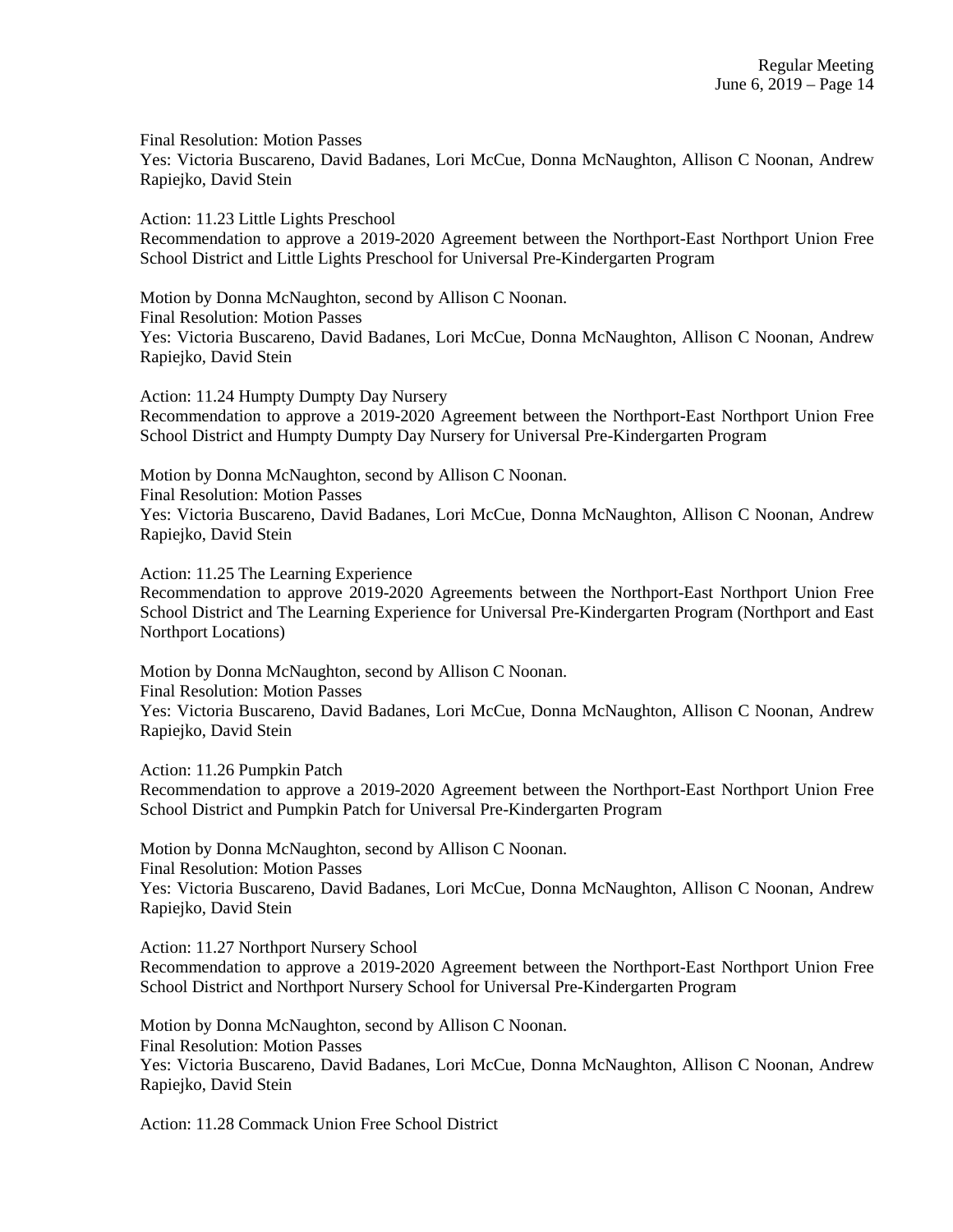Final Resolution: Motion Passes
Yes: Victoria Buscareno, David Badanes, Lori McCue, Donna McNaughton, Allison C Noonan, Andrew Rapiejko, David Stein

Action: 11.23 Little Lights Preschool
Recommendation to approve a 2019-2020 Agreement between the Northport-East Northport Union Free School District and Little Lights Preschool for Universal Pre-Kindergarten Program

Motion by Donna McNaughton, second by Allison C Noonan.
Final Resolution: Motion Passes
Yes: Victoria Buscareno, David Badanes, Lori McCue, Donna McNaughton, Allison C Noonan, Andrew Rapiejko, David Stein

Action: 11.24 Humpty Dumpty Day Nursery
Recommendation to approve a 2019-2020 Agreement between the Northport-East Northport Union Free School District and Humpty Dumpty Day Nursery for Universal Pre-Kindergarten Program

Motion by Donna McNaughton, second by Allison C Noonan.
Final Resolution: Motion Passes
Yes: Victoria Buscareno, David Badanes, Lori McCue, Donna McNaughton, Allison C Noonan, Andrew Rapiejko, David Stein

Action: 11.25 The Learning Experience
Recommendation to approve 2019-2020 Agreements between the Northport-East Northport Union Free School District and The Learning Experience for Universal Pre-Kindergarten Program (Northport and East Northport Locations)

Motion by Donna McNaughton, second by Allison C Noonan.
Final Resolution: Motion Passes
Yes: Victoria Buscareno, David Badanes, Lori McCue, Donna McNaughton, Allison C Noonan, Andrew Rapiejko, David Stein

Action: 11.26 Pumpkin Patch
Recommendation to approve a 2019-2020 Agreement between the Northport-East Northport Union Free School District and Pumpkin Patch for Universal Pre-Kindergarten Program

Motion by Donna McNaughton, second by Allison C Noonan.
Final Resolution: Motion Passes
Yes: Victoria Buscareno, David Badanes, Lori McCue, Donna McNaughton, Allison C Noonan, Andrew Rapiejko, David Stein

Action: 11.27 Northport Nursery School
Recommendation to approve a 2019-2020 Agreement between the Northport-East Northport Union Free School District and Northport Nursery School for Universal Pre-Kindergarten Program

Motion by Donna McNaughton, second by Allison C Noonan.
Final Resolution: Motion Passes
Yes: Victoria Buscareno, David Badanes, Lori McCue, Donna McNaughton, Allison C Noonan, Andrew Rapiejko, David Stein

Action: 11.28 Commack Union Free School District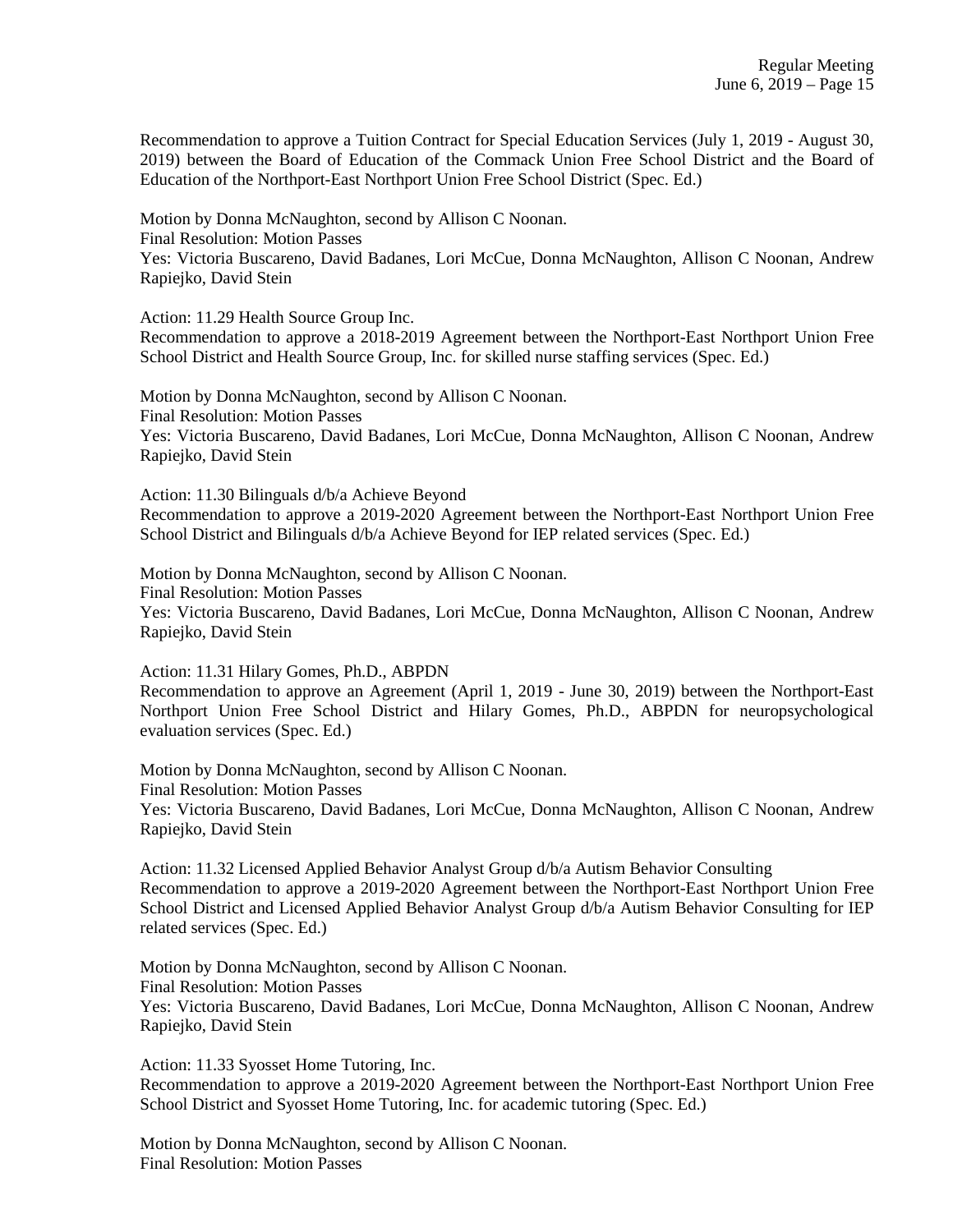Recommendation to approve a Tuition Contract for Special Education Services (July 1, 2019 - August 30, 2019) between the Board of Education of the Commack Union Free School District and the Board of Education of the Northport-East Northport Union Free School District (Spec. Ed.)

Motion by Donna McNaughton, second by Allison C Noonan.
Final Resolution: Motion Passes
Yes: Victoria Buscareno, David Badanes, Lori McCue, Donna McNaughton, Allison C Noonan, Andrew Rapiejko, David Stein

Action: 11.29 Health Source Group Inc.
Recommendation to approve a 2018-2019 Agreement between the Northport-East Northport Union Free School District and Health Source Group, Inc. for skilled nurse staffing services (Spec. Ed.)

Motion by Donna McNaughton, second by Allison C Noonan.
Final Resolution: Motion Passes
Yes: Victoria Buscareno, David Badanes, Lori McCue, Donna McNaughton, Allison C Noonan, Andrew Rapiejko, David Stein

Action: 11.30 Bilinguals d/b/a Achieve Beyond
Recommendation to approve a 2019-2020 Agreement between the Northport-East Northport Union Free School District and Bilinguals d/b/a Achieve Beyond for IEP related services (Spec. Ed.)

Motion by Donna McNaughton, second by Allison C Noonan.
Final Resolution: Motion Passes
Yes: Victoria Buscareno, David Badanes, Lori McCue, Donna McNaughton, Allison C Noonan, Andrew Rapiejko, David Stein

Action: 11.31 Hilary Gomes, Ph.D., ABPDN
Recommendation to approve an Agreement (April 1, 2019 - June 30, 2019) between the Northport-East Northport Union Free School District and Hilary Gomes, Ph.D., ABPDN for neuropsychological evaluation services (Spec. Ed.)

Motion by Donna McNaughton, second by Allison C Noonan.
Final Resolution: Motion Passes
Yes: Victoria Buscareno, David Badanes, Lori McCue, Donna McNaughton, Allison C Noonan, Andrew Rapiejko, David Stein

Action: 11.32 Licensed Applied Behavior Analyst Group d/b/a Autism Behavior Consulting
Recommendation to approve a 2019-2020 Agreement between the Northport-East Northport Union Free School District and Licensed Applied Behavior Analyst Group d/b/a Autism Behavior Consulting for IEP related services (Spec. Ed.)

Motion by Donna McNaughton, second by Allison C Noonan.
Final Resolution: Motion Passes
Yes: Victoria Buscareno, David Badanes, Lori McCue, Donna McNaughton, Allison C Noonan, Andrew Rapiejko, David Stein

Action: 11.33 Syosset Home Tutoring, Inc.
Recommendation to approve a 2019-2020 Agreement between the Northport-East Northport Union Free School District and Syosset Home Tutoring, Inc. for academic tutoring (Spec. Ed.)

Motion by Donna McNaughton, second by Allison C Noonan.
Final Resolution: Motion Passes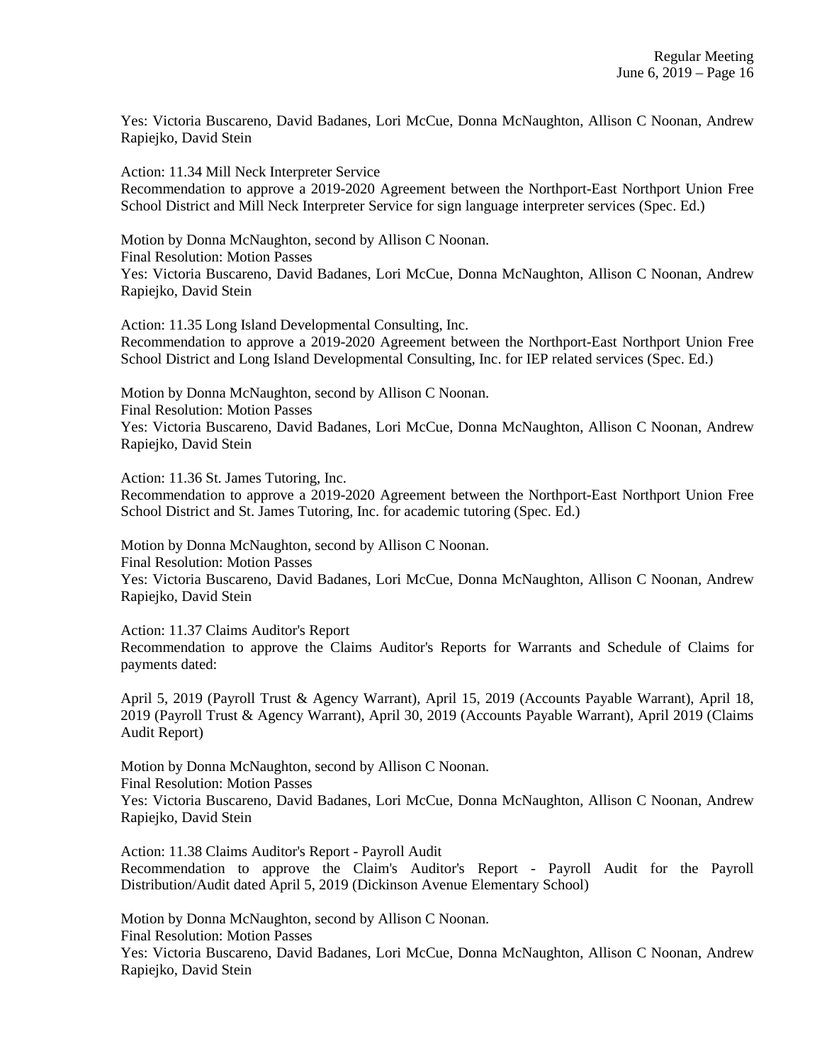Yes: Victoria Buscareno, David Badanes, Lori McCue, Donna McNaughton, Allison C Noonan, Andrew Rapiejko, David Stein

Action: 11.34 Mill Neck Interpreter Service
Recommendation to approve a 2019-2020 Agreement between the Northport-East Northport Union Free School District and Mill Neck Interpreter Service for sign language interpreter services (Spec. Ed.)

Motion by Donna McNaughton, second by Allison C Noonan.
Final Resolution: Motion Passes
Yes: Victoria Buscareno, David Badanes, Lori McCue, Donna McNaughton, Allison C Noonan, Andrew Rapiejko, David Stein

Action: 11.35 Long Island Developmental Consulting, Inc.
Recommendation to approve a 2019-2020 Agreement between the Northport-East Northport Union Free School District and Long Island Developmental Consulting, Inc. for IEP related services (Spec. Ed.)

Motion by Donna McNaughton, second by Allison C Noonan.
Final Resolution: Motion Passes
Yes: Victoria Buscareno, David Badanes, Lori McCue, Donna McNaughton, Allison C Noonan, Andrew Rapiejko, David Stein

Action: 11.36 St. James Tutoring, Inc.
Recommendation to approve a 2019-2020 Agreement between the Northport-East Northport Union Free School District and St. James Tutoring, Inc. for academic tutoring (Spec. Ed.)

Motion by Donna McNaughton, second by Allison C Noonan.
Final Resolution: Motion Passes
Yes: Victoria Buscareno, David Badanes, Lori McCue, Donna McNaughton, Allison C Noonan, Andrew Rapiejko, David Stein

Action: 11.37 Claims Auditor's Report
Recommendation to approve the Claims Auditor's Reports for Warrants and Schedule of Claims for payments dated:

April 5, 2019 (Payroll Trust & Agency Warrant), April 15, 2019 (Accounts Payable Warrant), April 18, 2019 (Payroll Trust & Agency Warrant), April 30, 2019 (Accounts Payable Warrant), April 2019 (Claims Audit Report)

Motion by Donna McNaughton, second by Allison C Noonan.
Final Resolution: Motion Passes
Yes: Victoria Buscareno, David Badanes, Lori McCue, Donna McNaughton, Allison C Noonan, Andrew Rapiejko, David Stein

Action: 11.38 Claims Auditor's Report - Payroll Audit
Recommendation to approve the Claim's Auditor's Report - Payroll Audit for the Payroll Distribution/Audit dated April 5, 2019 (Dickinson Avenue Elementary School)

Motion by Donna McNaughton, second by Allison C Noonan.
Final Resolution: Motion Passes
Yes: Victoria Buscareno, David Badanes, Lori McCue, Donna McNaughton, Allison C Noonan, Andrew Rapiejko, David Stein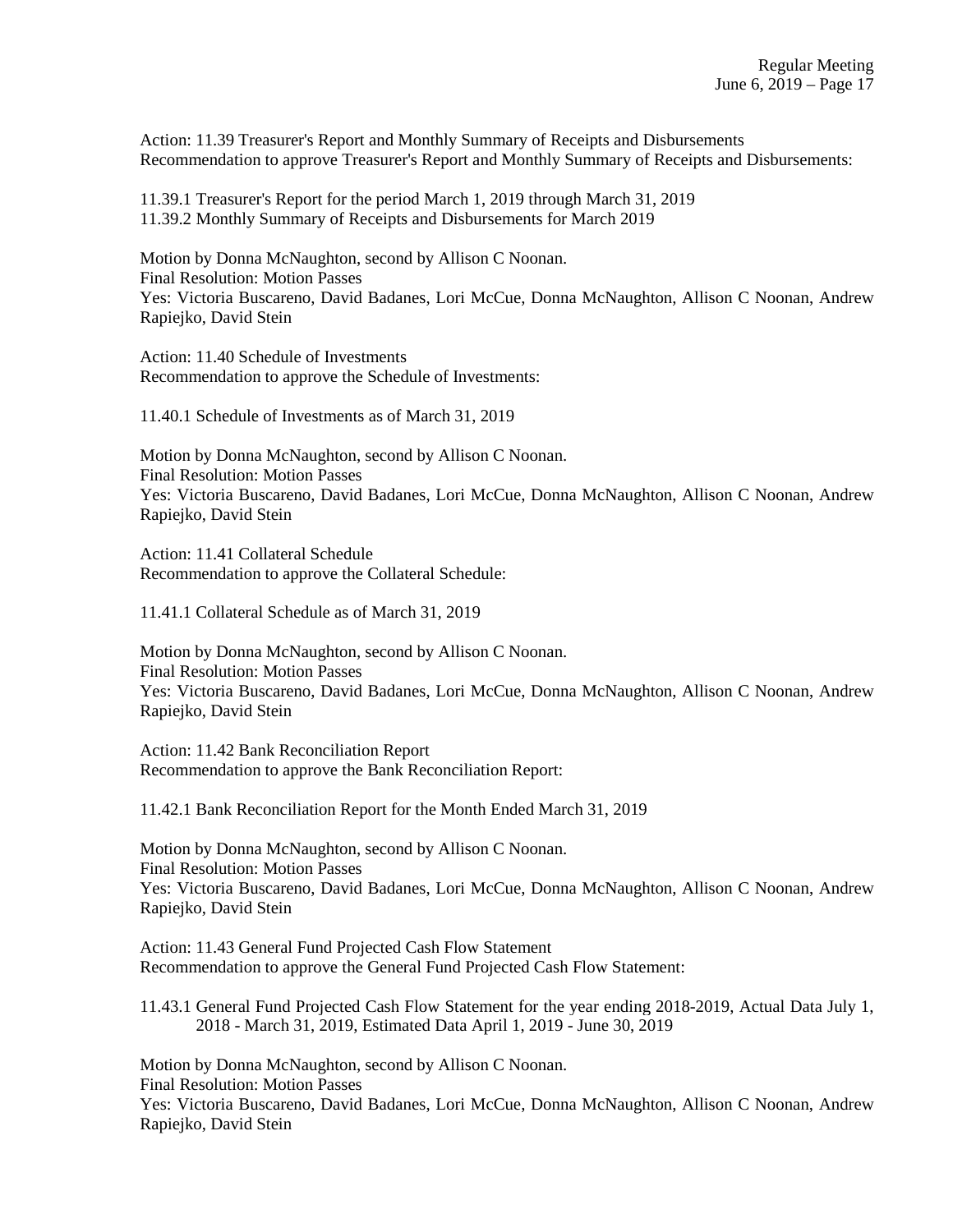Action: 11.39 Treasurer's Report and Monthly Summary of Receipts and Disbursements
Recommendation to approve Treasurer's Report and Monthly Summary of Receipts and Disbursements:

11.39.1 Treasurer's Report for the period March 1, 2019 through March 31, 2019
11.39.2 Monthly Summary of Receipts and Disbursements for March 2019

Motion by Donna McNaughton, second by Allison C Noonan.
Final Resolution: Motion Passes
Yes: Victoria Buscareno, David Badanes, Lori McCue, Donna McNaughton, Allison C Noonan, Andrew Rapiejko, David Stein

Action: 11.40 Schedule of Investments
Recommendation to approve the Schedule of Investments:

11.40.1 Schedule of Investments as of March 31, 2019

Motion by Donna McNaughton, second by Allison C Noonan.
Final Resolution: Motion Passes
Yes: Victoria Buscareno, David Badanes, Lori McCue, Donna McNaughton, Allison C Noonan, Andrew Rapiejko, David Stein

Action: 11.41 Collateral Schedule
Recommendation to approve the Collateral Schedule:

11.41.1 Collateral Schedule as of March 31, 2019

Motion by Donna McNaughton, second by Allison C Noonan.
Final Resolution: Motion Passes
Yes: Victoria Buscareno, David Badanes, Lori McCue, Donna McNaughton, Allison C Noonan, Andrew Rapiejko, David Stein

Action: 11.42 Bank Reconciliation Report
Recommendation to approve the Bank Reconciliation Report:

11.42.1 Bank Reconciliation Report for the Month Ended March 31, 2019

Motion by Donna McNaughton, second by Allison C Noonan.
Final Resolution: Motion Passes
Yes: Victoria Buscareno, David Badanes, Lori McCue, Donna McNaughton, Allison C Noonan, Andrew Rapiejko, David Stein

Action: 11.43 General Fund Projected Cash Flow Statement
Recommendation to approve the General Fund Projected Cash Flow Statement:

11.43.1 General Fund Projected Cash Flow Statement for the year ending 2018-2019, Actual Data July 1, 2018 - March 31, 2019, Estimated Data April 1, 2019 - June 30, 2019

Motion by Donna McNaughton, second by Allison C Noonan.
Final Resolution: Motion Passes
Yes: Victoria Buscareno, David Badanes, Lori McCue, Donna McNaughton, Allison C Noonan, Andrew Rapiejko, David Stein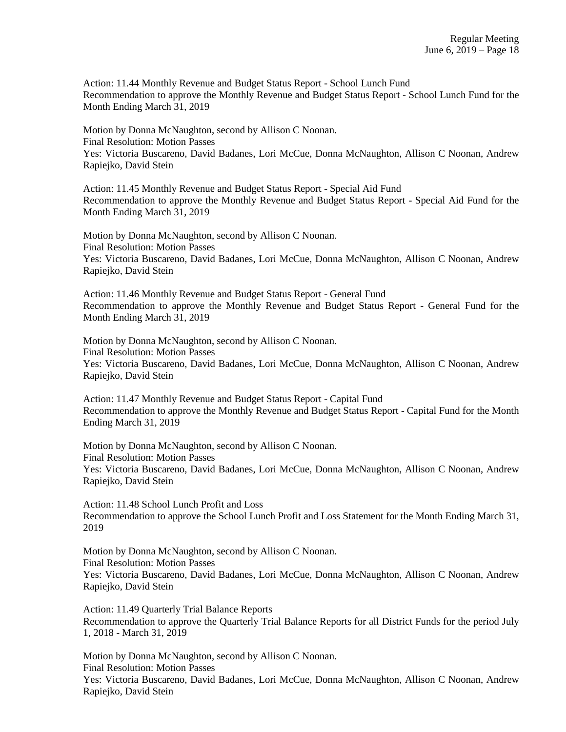Action: 11.44 Monthly Revenue and Budget Status Report - School Lunch Fund
Recommendation to approve the Monthly Revenue and Budget Status Report - School Lunch Fund for the Month Ending March 31, 2019

Motion by Donna McNaughton, second by Allison C Noonan.
Final Resolution: Motion Passes
Yes: Victoria Buscareno, David Badanes, Lori McCue, Donna McNaughton, Allison C Noonan, Andrew Rapiejko, David Stein

Action: 11.45 Monthly Revenue and Budget Status Report - Special Aid Fund
Recommendation to approve the Monthly Revenue and Budget Status Report - Special Aid Fund for the Month Ending March 31, 2019

Motion by Donna McNaughton, second by Allison C Noonan.
Final Resolution: Motion Passes
Yes: Victoria Buscareno, David Badanes, Lori McCue, Donna McNaughton, Allison C Noonan, Andrew Rapiejko, David Stein

Action: 11.46 Monthly Revenue and Budget Status Report - General Fund
Recommendation to approve the Monthly Revenue and Budget Status Report - General Fund for the Month Ending March 31, 2019

Motion by Donna McNaughton, second by Allison C Noonan.
Final Resolution: Motion Passes
Yes: Victoria Buscareno, David Badanes, Lori McCue, Donna McNaughton, Allison C Noonan, Andrew Rapiejko, David Stein

Action: 11.47 Monthly Revenue and Budget Status Report - Capital Fund
Recommendation to approve the Monthly Revenue and Budget Status Report - Capital Fund for the Month Ending March 31, 2019

Motion by Donna McNaughton, second by Allison C Noonan.
Final Resolution: Motion Passes
Yes: Victoria Buscareno, David Badanes, Lori McCue, Donna McNaughton, Allison C Noonan, Andrew Rapiejko, David Stein

Action: 11.48 School Lunch Profit and Loss
Recommendation to approve the School Lunch Profit and Loss Statement for the Month Ending March 31, 2019

Motion by Donna McNaughton, second by Allison C Noonan.
Final Resolution: Motion Passes
Yes: Victoria Buscareno, David Badanes, Lori McCue, Donna McNaughton, Allison C Noonan, Andrew Rapiejko, David Stein

Action: 11.49 Quarterly Trial Balance Reports
Recommendation to approve the Quarterly Trial Balance Reports for all District Funds for the period July 1, 2018 - March 31, 2019

Motion by Donna McNaughton, second by Allison C Noonan.
Final Resolution: Motion Passes
Yes: Victoria Buscareno, David Badanes, Lori McCue, Donna McNaughton, Allison C Noonan, Andrew Rapiejko, David Stein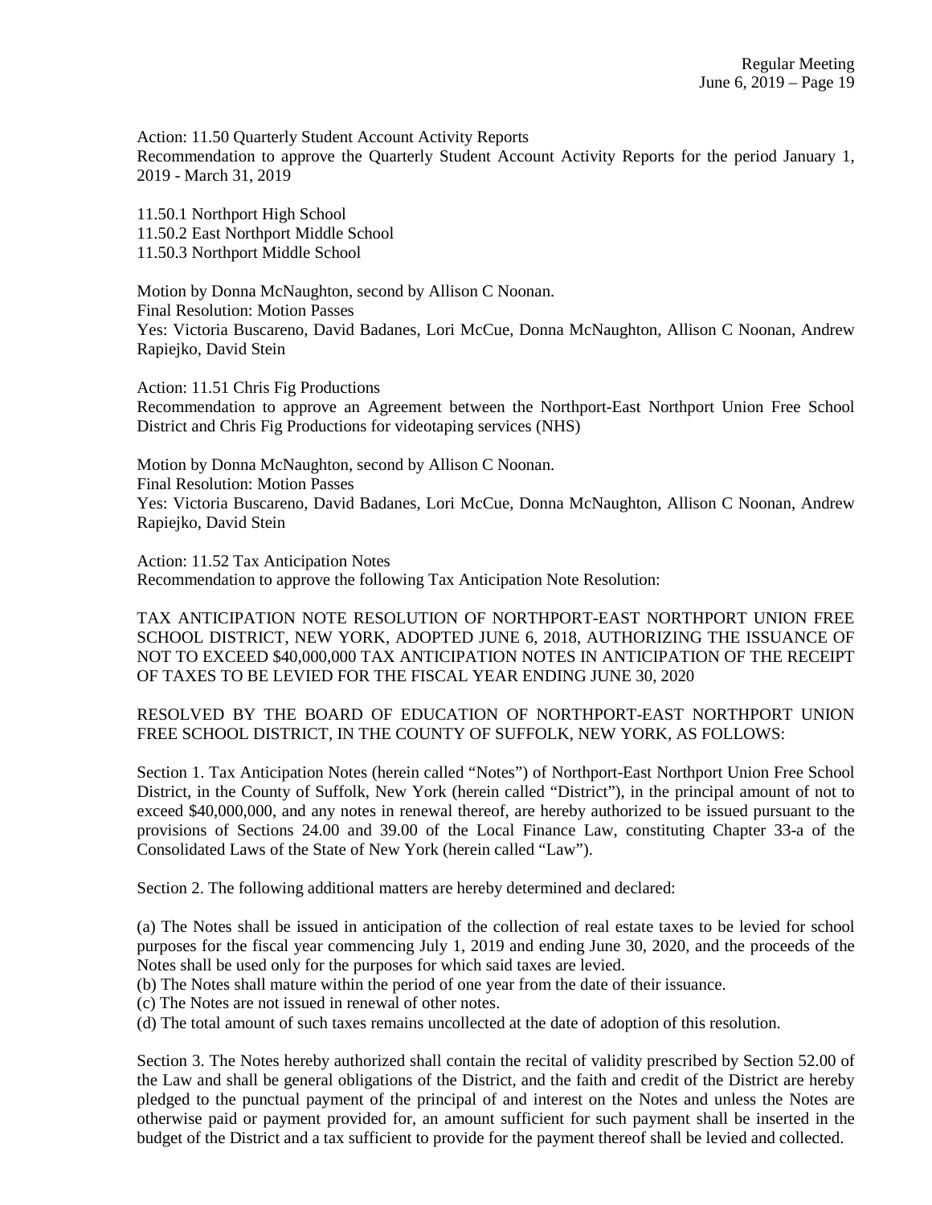Action: 11.50 Quarterly Student Account Activity Reports
Recommendation to approve the Quarterly Student Account Activity Reports for the period January 1, 2019 - March 31, 2019

11.50.1 Northport High School
11.50.2 East Northport Middle School
11.50.3 Northport Middle School

Motion by Donna McNaughton, second by Allison C Noonan.
Final Resolution: Motion Passes
Yes: Victoria Buscareno, David Badanes, Lori McCue, Donna McNaughton, Allison C Noonan, Andrew Rapiejko, David Stein

Action: 11.51 Chris Fig Productions
Recommendation to approve an Agreement between the Northport-East Northport Union Free School District and Chris Fig Productions for videotaping services (NHS)

Motion by Donna McNaughton, second by Allison C Noonan.
Final Resolution: Motion Passes
Yes: Victoria Buscareno, David Badanes, Lori McCue, Donna McNaughton, Allison C Noonan, Andrew Rapiejko, David Stein

Action: 11.52 Tax Anticipation Notes
Recommendation to approve the following Tax Anticipation Note Resolution:

TAX ANTICIPATION NOTE RESOLUTION OF NORTHPORT-EAST NORTHPORT UNION FREE SCHOOL DISTRICT, NEW YORK, ADOPTED JUNE 6, 2018, AUTHORIZING THE ISSUANCE OF NOT TO EXCEED $40,000,000 TAX ANTICIPATION NOTES IN ANTICIPATION OF THE RECEIPT OF TAXES TO BE LEVIED FOR THE FISCAL YEAR ENDING JUNE 30, 2020

RESOLVED BY THE BOARD OF EDUCATION OF NORTHPORT-EAST NORTHPORT UNION FREE SCHOOL DISTRICT, IN THE COUNTY OF SUFFOLK, NEW YORK, AS FOLLOWS:

Section 1. Tax Anticipation Notes (herein called "Notes") of Northport-East Northport Union Free School District, in the County of Suffolk, New York (herein called "District"), in the principal amount of not to exceed $40,000,000, and any notes in renewal thereof, are hereby authorized to be issued pursuant to the provisions of Sections 24.00 and 39.00 of the Local Finance Law, constituting Chapter 33-a of the Consolidated Laws of the State of New York (herein called "Law").

Section 2. The following additional matters are hereby determined and declared:

(a) The Notes shall be issued in anticipation of the collection of real estate taxes to be levied for school purposes for the fiscal year commencing July 1, 2019 and ending June 30, 2020, and the proceeds of the Notes shall be used only for the purposes for which said taxes are levied.
(b) The Notes shall mature within the period of one year from the date of their issuance.
(c) The Notes are not issued in renewal of other notes.
(d) The total amount of such taxes remains uncollected at the date of adoption of this resolution.

Section 3. The Notes hereby authorized shall contain the recital of validity prescribed by Section 52.00 of the Law and shall be general obligations of the District, and the faith and credit of the District are hereby pledged to the punctual payment of the principal of and interest on the Notes and unless the Notes are otherwise paid or payment provided for, an amount sufficient for such payment shall be inserted in the budget of the District and a tax sufficient to provide for the payment thereof shall be levied and collected.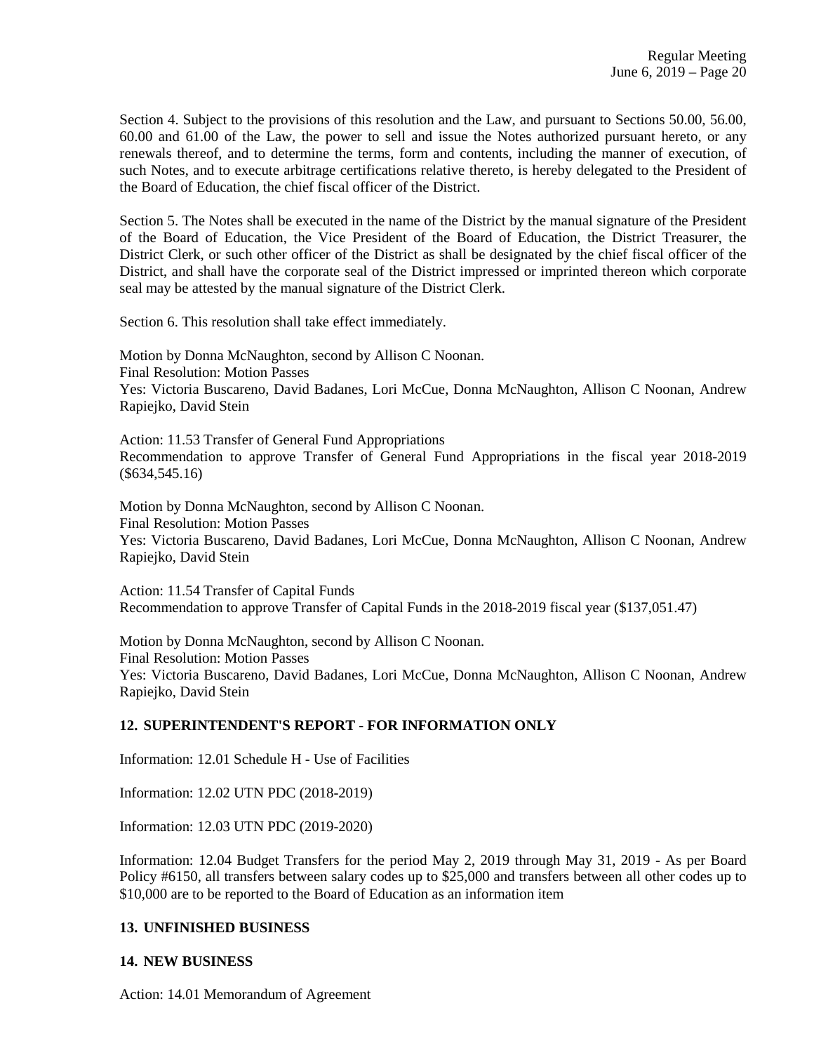Section 4. Subject to the provisions of this resolution and the Law, and pursuant to Sections 50.00, 56.00, 60.00 and 61.00 of the Law, the power to sell and issue the Notes authorized pursuant hereto, or any renewals thereof, and to determine the terms, form and contents, including the manner of execution, of such Notes, and to execute arbitrage certifications relative thereto, is hereby delegated to the President of the Board of Education, the chief fiscal officer of the District.

Section 5. The Notes shall be executed in the name of the District by the manual signature of the President of the Board of Education, the Vice President of the Board of Education, the District Treasurer, the District Clerk, or such other officer of the District as shall be designated by the chief fiscal officer of the District, and shall have the corporate seal of the District impressed or imprinted thereon which corporate seal may be attested by the manual signature of the District Clerk.

Section 6. This resolution shall take effect immediately.

Motion by Donna McNaughton, second by Allison C Noonan.
Final Resolution: Motion Passes
Yes: Victoria Buscareno, David Badanes, Lori McCue, Donna McNaughton, Allison C Noonan, Andrew Rapiejko, David Stein

Action: 11.53 Transfer of General Fund Appropriations
Recommendation to approve Transfer of General Fund Appropriations in the fiscal year 2018-2019 ($634,545.16)

Motion by Donna McNaughton, second by Allison C Noonan.
Final Resolution: Motion Passes
Yes: Victoria Buscareno, David Badanes, Lori McCue, Donna McNaughton, Allison C Noonan, Andrew Rapiejko, David Stein

Action: 11.54 Transfer of Capital Funds
Recommendation to approve Transfer of Capital Funds in the 2018-2019 fiscal year ($137,051.47)

Motion by Donna McNaughton, second by Allison C Noonan.
Final Resolution: Motion Passes
Yes: Victoria Buscareno, David Badanes, Lori McCue, Donna McNaughton, Allison C Noonan, Andrew Rapiejko, David Stein

**12. SUPERINTENDENT'S REPORT - FOR INFORMATION ONLY**

Information: 12.01 Schedule H - Use of Facilities

Information: 12.02 UTN PDC (2018-2019)

Information: 12.03 UTN PDC (2019-2020)

Information: 12.04 Budget Transfers for the period May 2, 2019 through May 31, 2019 - As per Board Policy #6150, all transfers between salary codes up to $25,000 and transfers between all other codes up to $10,000 are to be reported to the Board of Education as an information item

**13. UNFINISHED BUSINESS**

**14. NEW BUSINESS**

Action: 14.01 Memorandum of Agreement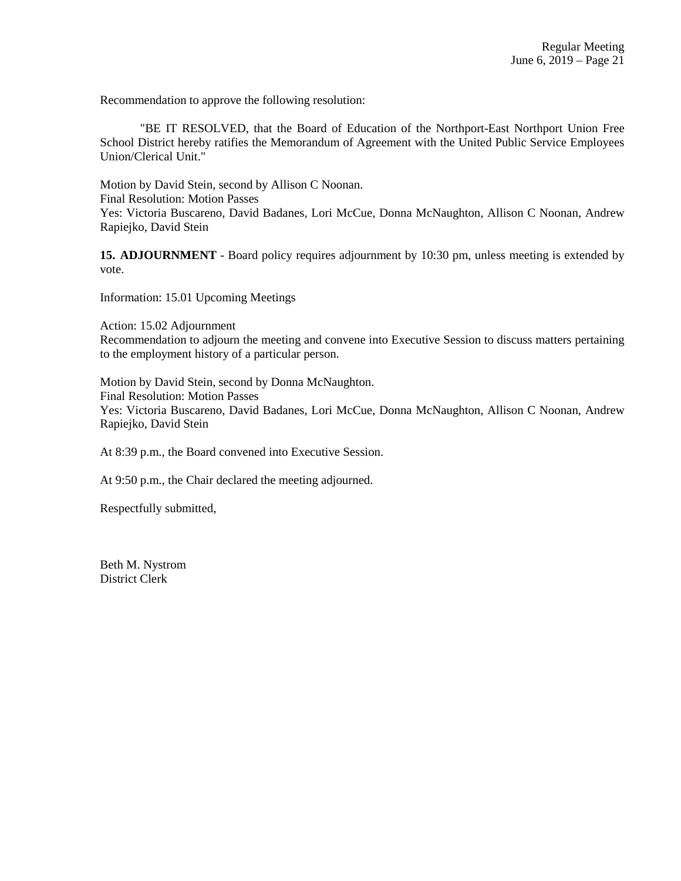Recommendation to approve the following resolution:

"BE IT RESOLVED, that the Board of Education of the Northport-East Northport Union Free School District hereby ratifies the Memorandum of Agreement with the United Public Service Employees Union/Clerical Unit."

Motion by David Stein, second by Allison C Noonan.
Final Resolution: Motion Passes
Yes: Victoria Buscareno, David Badanes, Lori McCue, Donna McNaughton, Allison C Noonan, Andrew Rapiejko, David Stein

**15. ADJOURNMENT** - Board policy requires adjournment by 10:30 pm, unless meeting is extended by vote.

Information: 15.01 Upcoming Meetings

Action: 15.02 Adjournment
Recommendation to adjourn the meeting and convene into Executive Session to discuss matters pertaining to the employment history of a particular person.

Motion by David Stein, second by Donna McNaughton.
Final Resolution: Motion Passes
Yes: Victoria Buscareno, David Badanes, Lori McCue, Donna McNaughton, Allison C Noonan, Andrew Rapiejko, David Stein

At 8:39 p.m., the Board convened into Executive Session.

At 9:50 p.m., the Chair declared the meeting adjourned.

Respectfully submitted,

Beth M. Nystrom
District Clerk